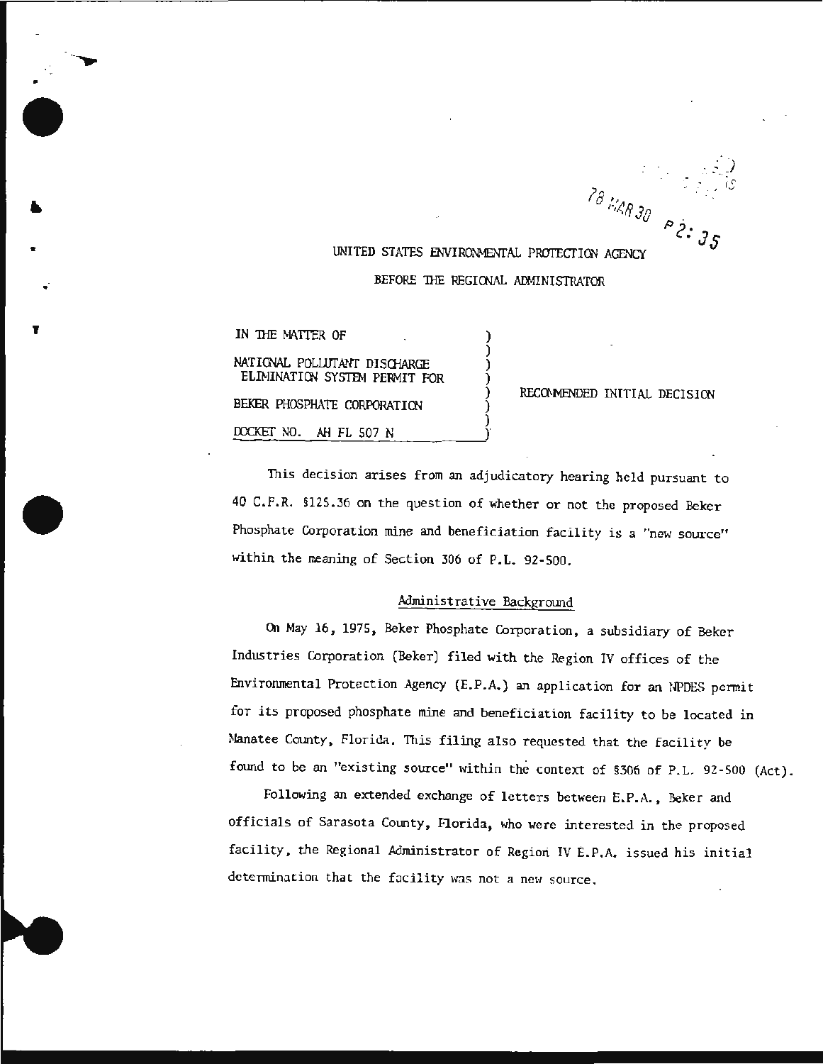78 MAR 30 P2:35

UNITED STATES ENVIRONMENTAL PROTECTION AGENCY

BEFORE THE REGIONAL ADMINISTRATOR

| | |
|---|---|
| IN THE MATTER OF<br><br>NATIONAL POLLUTANT DISCHARGE ELIMINATION SYSTEM PERMIT FOR<br><br>BEKER PHOSPHATE CORPORATION<br><br>DOCKET NO. AH FL 507 N | RECOMMENDED INITIAL DECISION |

This decision arises from an adjudicatory hearing held pursuant to 40 C.F.R. §125.36 on the question of whether or not the proposed Beker Phosphate Corporation mine and beneficiation facility is a "new source" within the meaning of Section 306 of P.L. 92-500.

## Administrative Background

On May 16, 1975, Beker Phosphate Corporation, a subsidiary of Beker Industries Corporation (Beker) filed with the Region IV offices of the Environmental Protection Agency (E.P.A.) an application for an NPDES permit for its proposed phosphate mine and beneficiation facility to be located in Manatee County, Florida. This filing also requested that the facility be found to be an "existing source" within the context of §306 of P.L. 92-500 (Act).

Following an extended exchange of letters between E.P.A., Beker and officials of Sarasota County, Florida, who were interested in the proposed facility, the Regional Administrator of Region IV E.P.A. issued his initial determination that the facility was not a new source.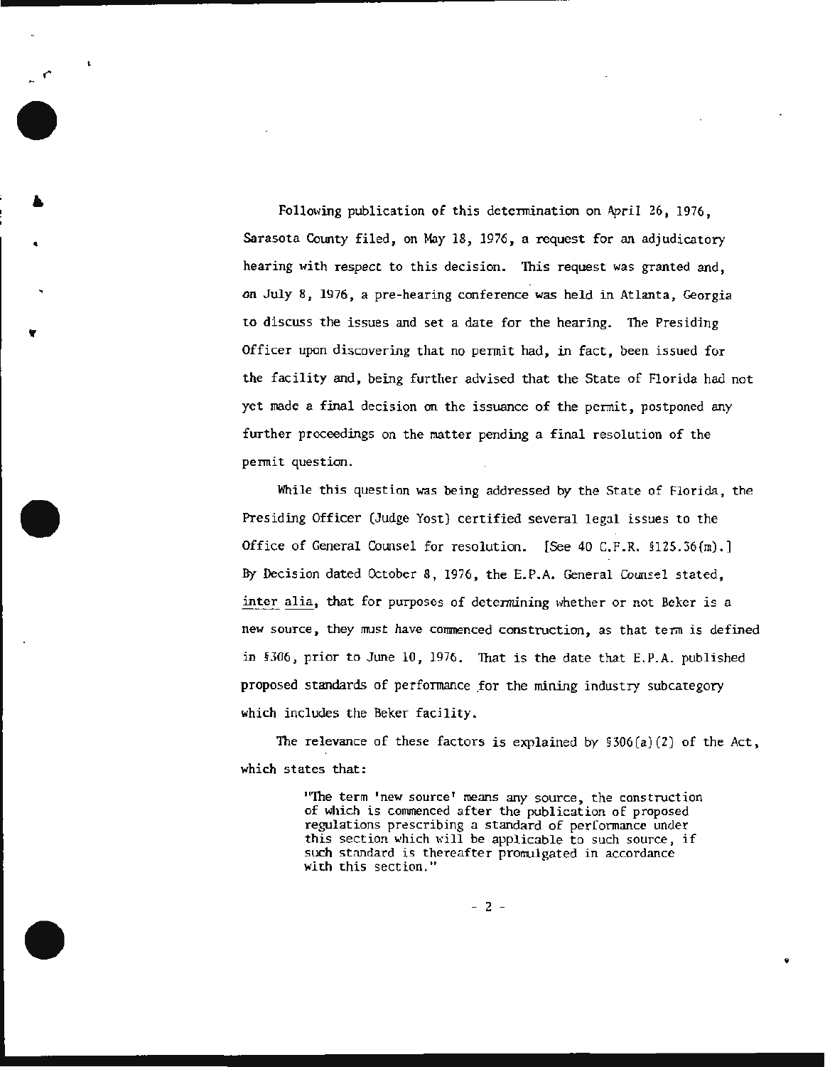Following publication of this determination on April 26, 1976, Sarasota County filed, on May 18, 1976, a request for an adjudicatory hearing with respect to this decision. This request was granted and, on July 8, 1976, a pre-hearing conference was held in Atlanta, Georgia to discuss the issues and set a date for the hearing. The Presiding Officer upon discovering that no permit had, in fact, been issued for the facility and, being further advised that the State of Florida had not yet made a final decision on the issuance of the permit, postponed any further proceedings on the matter pending a final resolution of the permit question.

While this question was being addressed by the State of Florida, the Presiding Officer (Judge Yost) certified several legal issues to the Office of General Counsel for resolution. [See 40 C.F.R. §125.36(m).] By Decision dated October 8, 1976, the E.P.A. General Counsel stated, inter alia, that for purposes of determining whether or not Beker is a new source, they must have commenced construction, as that term is defined in §306, prior to June 10, 1976. That is the date that E.P.A. published proposed standards of performance for the mining industry subcategory which includes the Beker facility.

The relevance of these factors is explained by §306(a)(2) of the Act, which states that:

> "The term 'new source' means any source, the construction of which is commenced after the publication of proposed regulations prescribing a standard of performance under this section which will be applicable to such source, if such standard is thereafter promulgated in accordance with this section."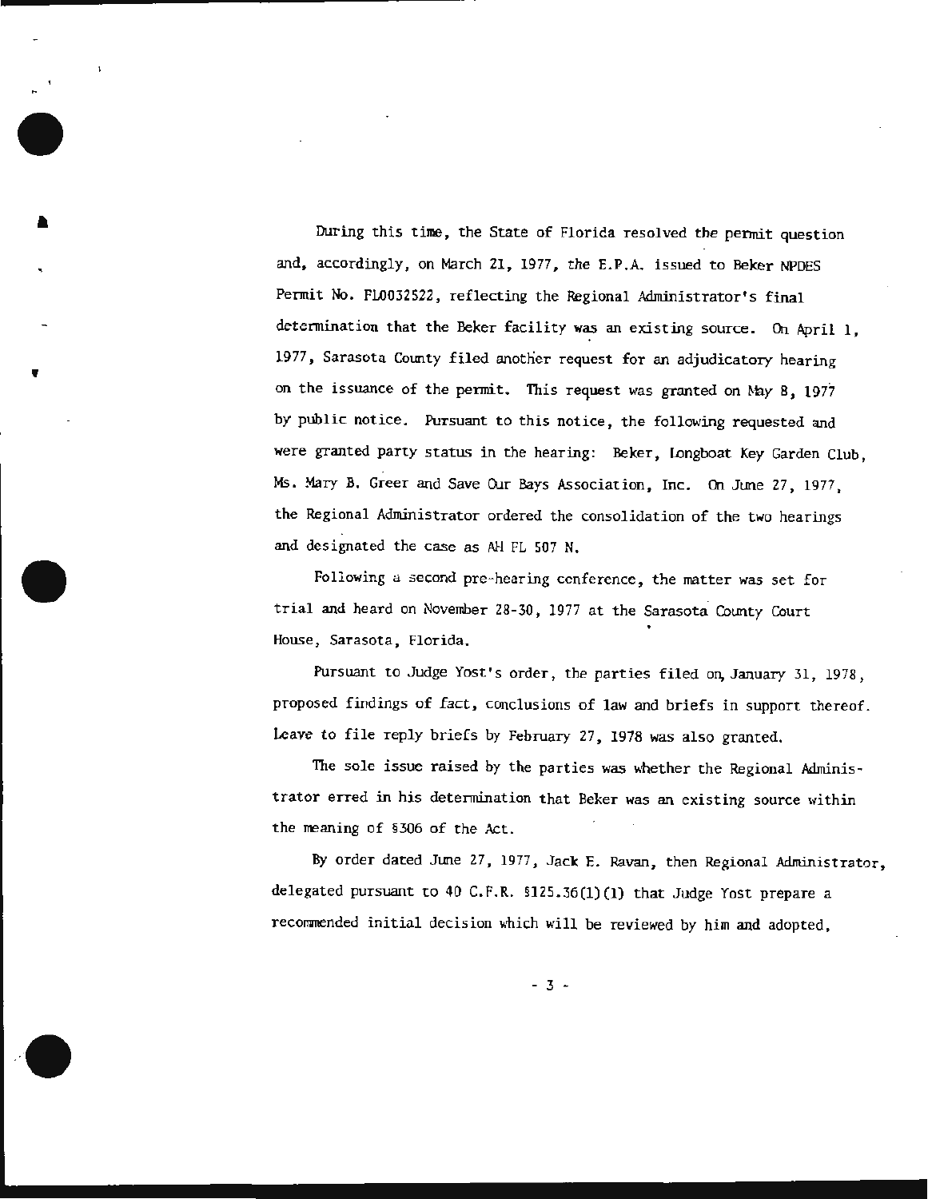During this time, the State of Florida resolved the permit question and, accordingly, on March 21, 1977, the E.P.A. issued to Beker NPDES Permit No. FL0032522, reflecting the Regional Administrator's final determination that the Beker facility was an existing source. On April 1, 1977, Sarasota County filed another request for an adjudicatory hearing on the issuance of the permit. This request was granted on May 8, 1977 by public notice. Pursuant to this notice, the following requested and were granted party status in the hearing: Beker, Longboat Key Garden Club, Ms. Mary B. Greer and Save Our Bays Association, Inc. On June 27, 1977, the Regional Administrator ordered the consolidation of the two hearings and designated the case as AH FL 507 N.

Following a second pre-hearing conference, the matter was set for trial and heard on November 28-30, 1977 at the Sarasota County Court House, Sarasota, Florida.

Pursuant to Judge Yost's order, the parties filed on, January 31, 1978, proposed findings of fact, conclusions of law and briefs in support thereof. Leave to file reply briefs by February 27, 1978 was also granted.

The sole issue raised by the parties was whether the Regional Administrator erred in his determination that Beker was an existing source within the meaning of §306 of the Act.

By order dated June 27, 1977, Jack E. Ravan, then Regional Administrator, delegated pursuant to 40 C.F.R. §125.36(1)(1) that Judge Yost prepare a recommended initial decision which will be reviewed by him and adopted,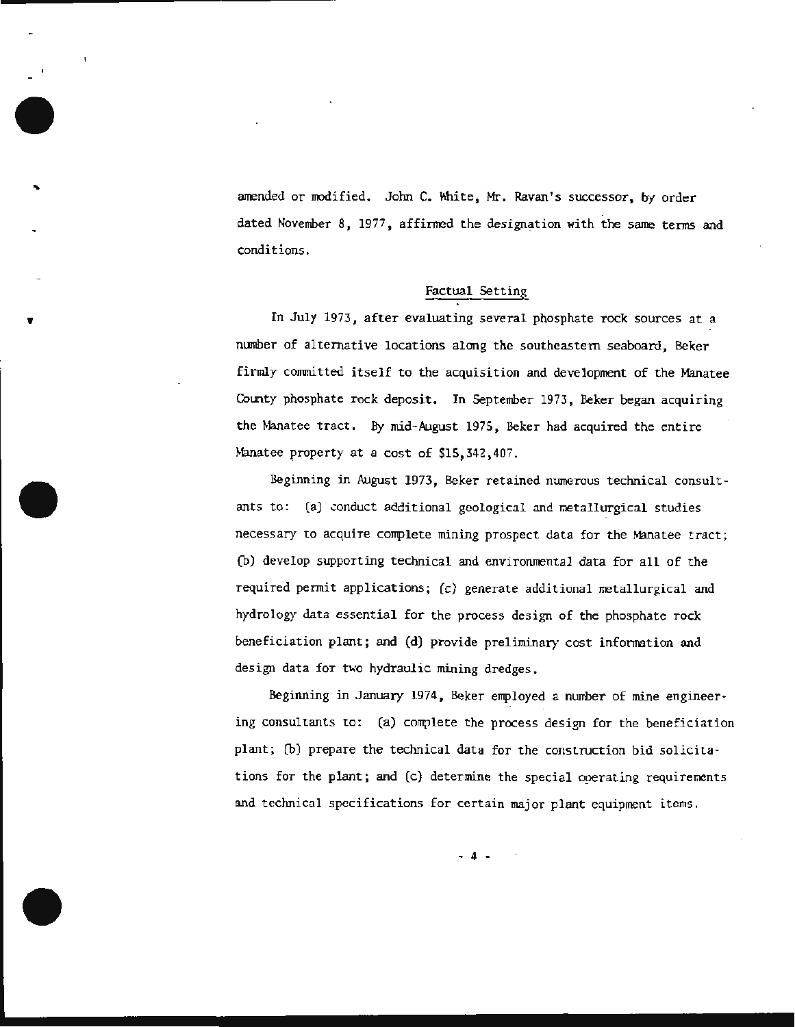amended or modified. John C. White, Mr. Ravan's successor, by order dated November 8, 1977, affirmed the designation with the same terms and conditions.

## Factual Setting

In July 1973, after evaluating several phosphate rock sources at a number of alternative locations along the southeastern seaboard, Beker firmly committed itself to the acquisition and development of the Manatee County phosphate rock deposit. In September 1973, Beker began acquiring the Manatee tract. By mid-August 1975, Beker had acquired the entire Manatee property at a cost of $15,342,407.

Beginning in August 1973, Beker retained numerous technical consultants to: (a) conduct additional geological and metallurgical studies necessary to acquire complete mining prospect data for the Manatee tract; (b) develop supporting technical and environmental data for all of the required permit applications; (c) generate additional metallurgical and hydrology data essential for the process design of the phosphate rock beneficiation plant; and (d) provide preliminary cost information and design data for two hydraulic mining dredges.

Beginning in January 1974, Beker employed a number of mine engineering consultants to: (a) complete the process design for the beneficiation plant; (b) prepare the technical data for the construction bid solicitations for the plant; and (c) determine the special operating requirements and technical specifications for certain major plant equipment items.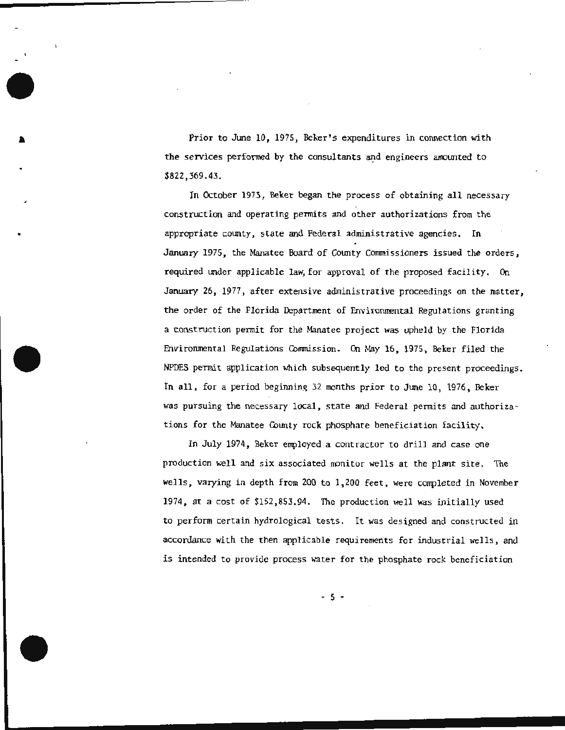Prior to June 10, 1975, Beker's expenditures in connection with the services performed by the consultants and engineers amounted to $822,369.43.

In October 1973, Beker began the process of obtaining all necessary construction and operating permits and other authorizations from the appropriate county, state and Federal administrative agencies. In January 1975, the Manatee Board of County Commissioners issued the orders, required under applicable law, for approval of the proposed facility. On January 26, 1977, after extensive administrative proceedings on the matter, the order of the Florida Department of Environmental Regulations granting a construction permit for the Manatee project was upheld by the Florida Environmental Regulations Commission. On May 16, 1975, Beker filed the NPDES permit application which subsequently led to the present proceedings. In all, for a period beginning 32 months prior to June 10, 1976, Beker was pursuing the necessary local, state and Federal permits and authorizations for the Manatee County rock phosphate beneficiation facility.

In July 1974, Beker employed a contractor to drill and case one production well and six associated monitor wells at the plant site. The wells, varying in depth from 200 to 1,200 feet, were completed in November 1974, at a cost of $152,853.94. The production well was initially used to perform certain hydrological tests. It was designed and constructed in accordance with the then applicable requirements for industrial wells, and is intended to provide process water for the phosphate rock beneficiation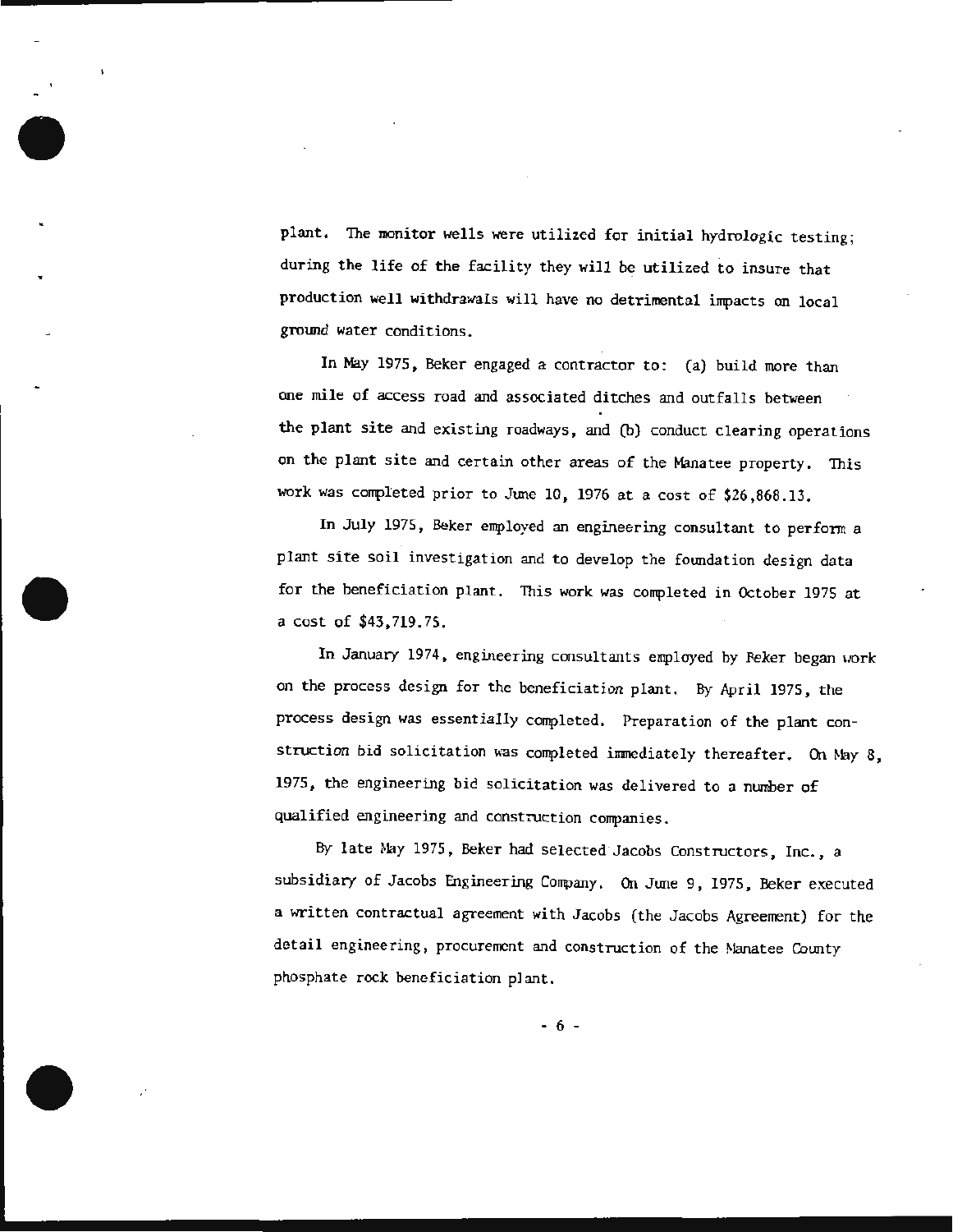plant. The monitor wells were utilized for initial hydrologic testing; during the life of the facility they will be utilized to insure that production well withdrawals will have no detrimental impacts on local ground water conditions.

In May 1975, Beker engaged a contractor to: (a) build more than one mile of access road and associated ditches and outfalls between the plant site and existing roadways, and (b) conduct clearing operations on the plant site and certain other areas of the Manatee property. This work was completed prior to June 10, 1976 at a cost of $26,868.13.

In July 1975, Beker employed an engineering consultant to perform a plant site soil investigation and to develop the foundation design data for the beneficiation plant. This work was completed in October 1975 at a cost of $43,719.75.

In January 1974, engineering consultants employed by Beker began work on the process design for the beneficiation plant. By April 1975, the process design was essentially completed. Preparation of the plant construction bid solicitation was completed immediately thereafter. On May 8, 1975, the engineering bid solicitation was delivered to a number of qualified engineering and construction companies.

By late May 1975, Beker had selected Jacobs Constructors, Inc., a subsidiary of Jacobs Engineering Company. On June 9, 1975, Beker executed a written contractual agreement with Jacobs (the Jacobs Agreement) for the detail engineering, procurement and construction of the Manatee County phosphate rock beneficiation plant.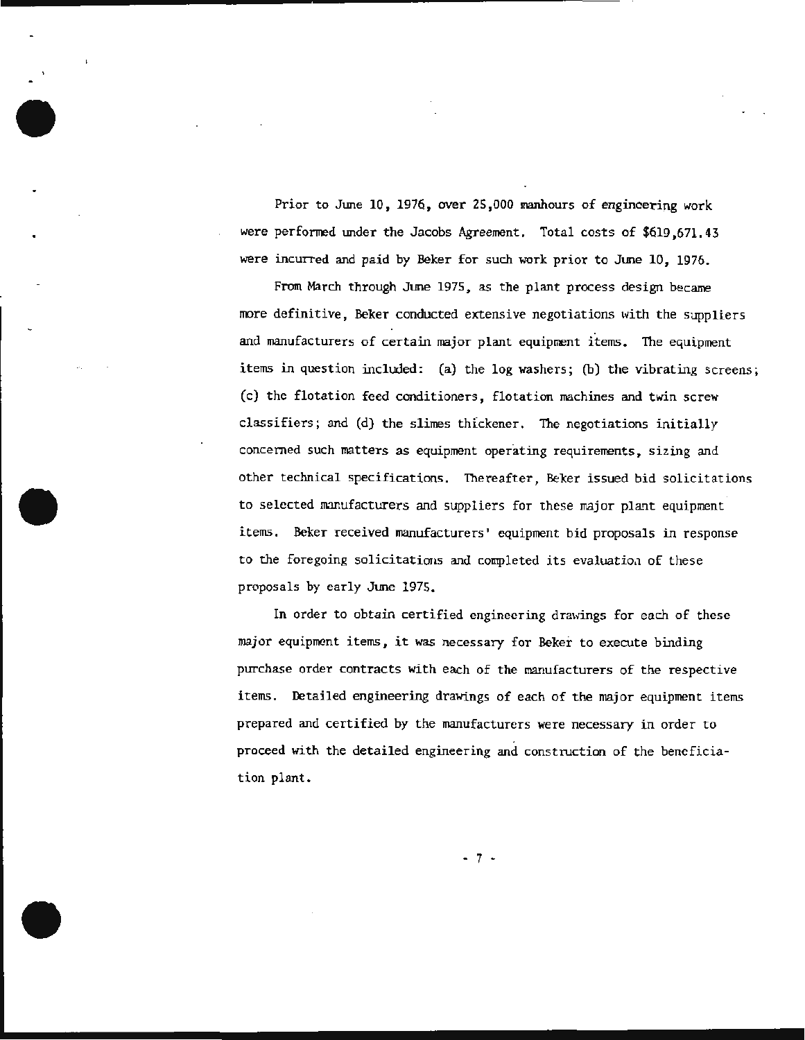Prior to June 10, 1976, over 25,000 manhours of engineering work were performed under the Jacobs Agreement. Total costs of $619,671.43 were incurred and paid by Beker for such work prior to June 10, 1976.

From March through June 1975, as the plant process design became more definitive, Beker conducted extensive negotiations with the suppliers and manufacturers of certain major plant equipment items. The equipment items in question included: (a) the log washers; (b) the vibrating screens; (c) the flotation feed conditioners, flotation machines and twin screw classifiers; and (d) the slimes thickener. The negotiations initially concerned such matters as equipment operating requirements, sizing and other technical specifications. Thereafter, Beker issued bid solicitations to selected manufacturers and suppliers for these major plant equipment items. Beker received manufacturers' equipment bid proposals in response to the foregoing solicitations and completed its evaluation of these proposals by early June 1975.

In order to obtain certified engineering drawings for each of these major equipment items, it was necessary for Beker to execute binding purchase order contracts with each of the manufacturers of the respective items. Detailed engineering drawings of each of the major equipment items prepared and certified by the manufacturers were necessary in order to proceed with the detailed engineering and construction of the beneficiation plant.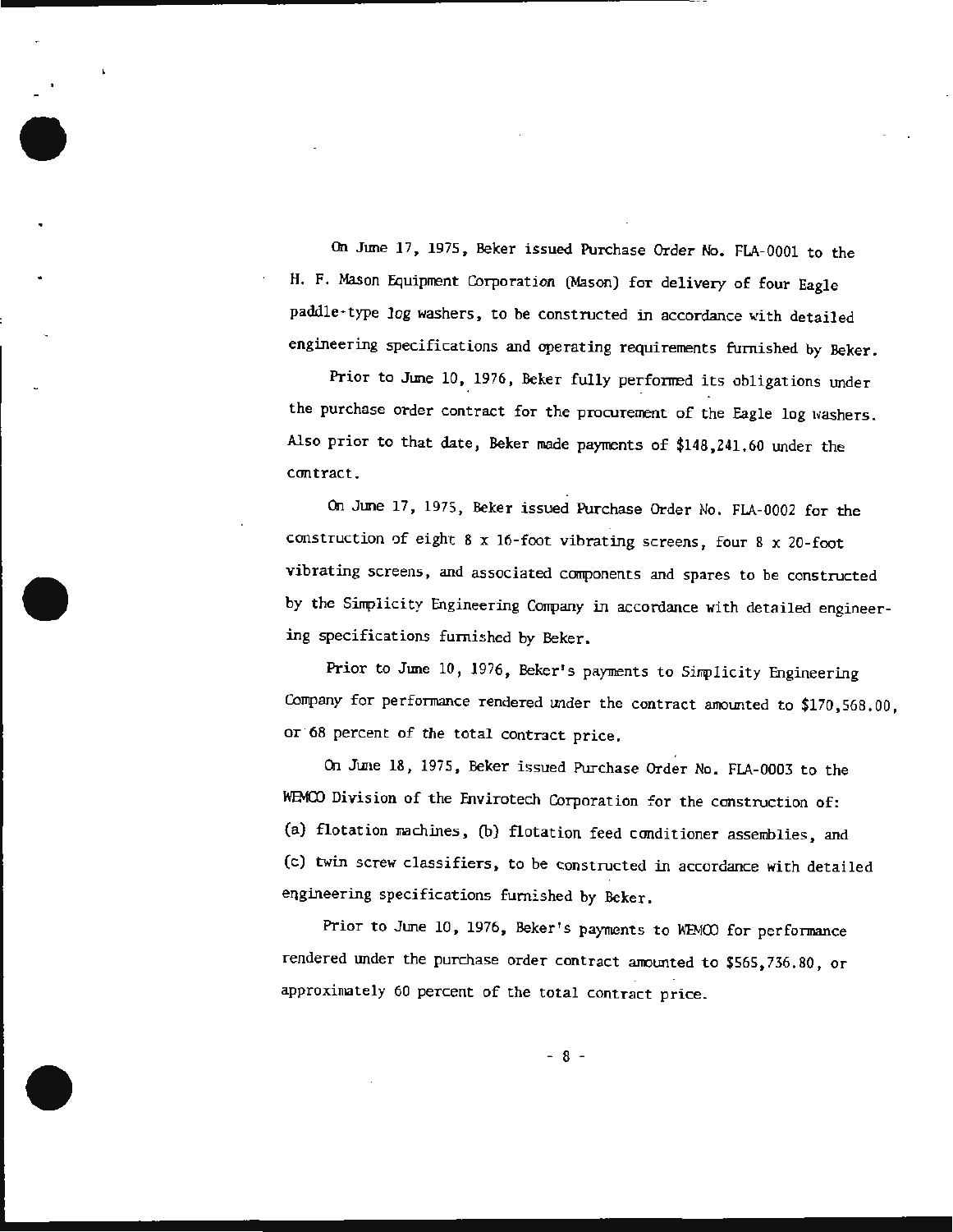On June 17, 1975, Beker issued Purchase Order No. FLA-0001 to the H. F. Mason Equipment Corporation (Mason) for delivery of four Eagle paddle-type log washers, to be constructed in accordance with detailed engineering specifications and operating requirements furnished by Beker.

Prior to June 10, 1976, Beker fully performed its obligations under the purchase order contract for the procurement of the Eagle log washers. Also prior to that date, Beker made payments of $148,241.60 under the contract.

On June 17, 1975, Beker issued Purchase Order No. FLA-0002 for the construction of eight 8 x 16-foot vibrating screens, four 8 x 20-foot vibrating screens, and associated components and spares to be constructed by the Simplicity Engineering Company in accordance with detailed engineering specifications furnished by Beker.

Prior to June 10, 1976, Beker's payments to Simplicity Engineering Company for performance rendered under the contract amounted to $170,568.00, or 68 percent of the total contract price.

On June 18, 1975, Beker issued Purchase Order No. FLA-0003 to the WEMCO Division of the Envirotech Corporation for the construction of: (a) flotation machines, (b) flotation feed conditioner assemblies, and (c) twin screw classifiers, to be constructed in accordance with detailed engineering specifications furnished by Beker.

Prior to June 10, 1976, Beker's payments to WEMCO for performance rendered under the purchase order contract amounted to $565,736.80, or approximately 60 percent of the total contract price.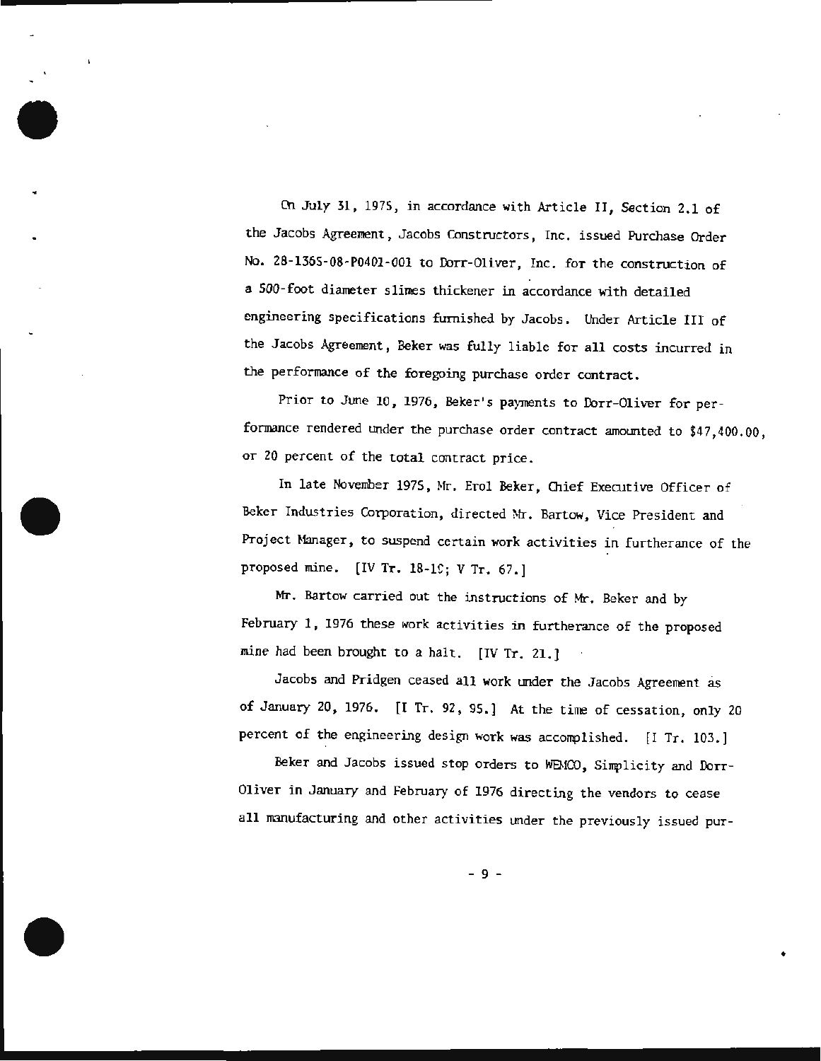On July 31, 1975, in accordance with Article II, Section 2.1 of the Jacobs Agreement, Jacobs Constructors, Inc. issued Purchase Order No. 28-1365-08-P0401-001 to Dorr-Oliver, Inc. for the construction of a 500-foot diameter slimes thickener in accordance with detailed engineering specifications furnished by Jacobs. Under Article III of the Jacobs Agreement, Beker was fully liable for all costs incurred in the performance of the foregoing purchase order contract.

Prior to June 10, 1976, Beker's payments to Dorr-Oliver for performance rendered under the purchase order contract amounted to $47,400.00, or 20 percent of the total contract price.

In late November 1975, Mr. Erol Beker, Chief Executive Officer of Beker Industries Corporation, directed Mr. Bartow, Vice President and Project Manager, to suspend certain work activities in furtherance of the proposed mine. [IV Tr. 18-19; V Tr. 67.]

Mr. Bartow carried out the instructions of Mr. Beker and by February 1, 1976 these work activities in furtherance of the proposed mine had been brought to a halt. [IV Tr. 21.]

Jacobs and Pridgen ceased all work under the Jacobs Agreement as of January 20, 1976. [I Tr. 92, 95.] At the time of cessation, only 20 percent of the engineering design work was accomplished. [I Tr. 103.]

Beker and Jacobs issued stop orders to WEMCO, Simplicity and Dorr-Oliver in January and February of 1976 directing the vendors to cease all manufacturing and other activities under the previously issued pur-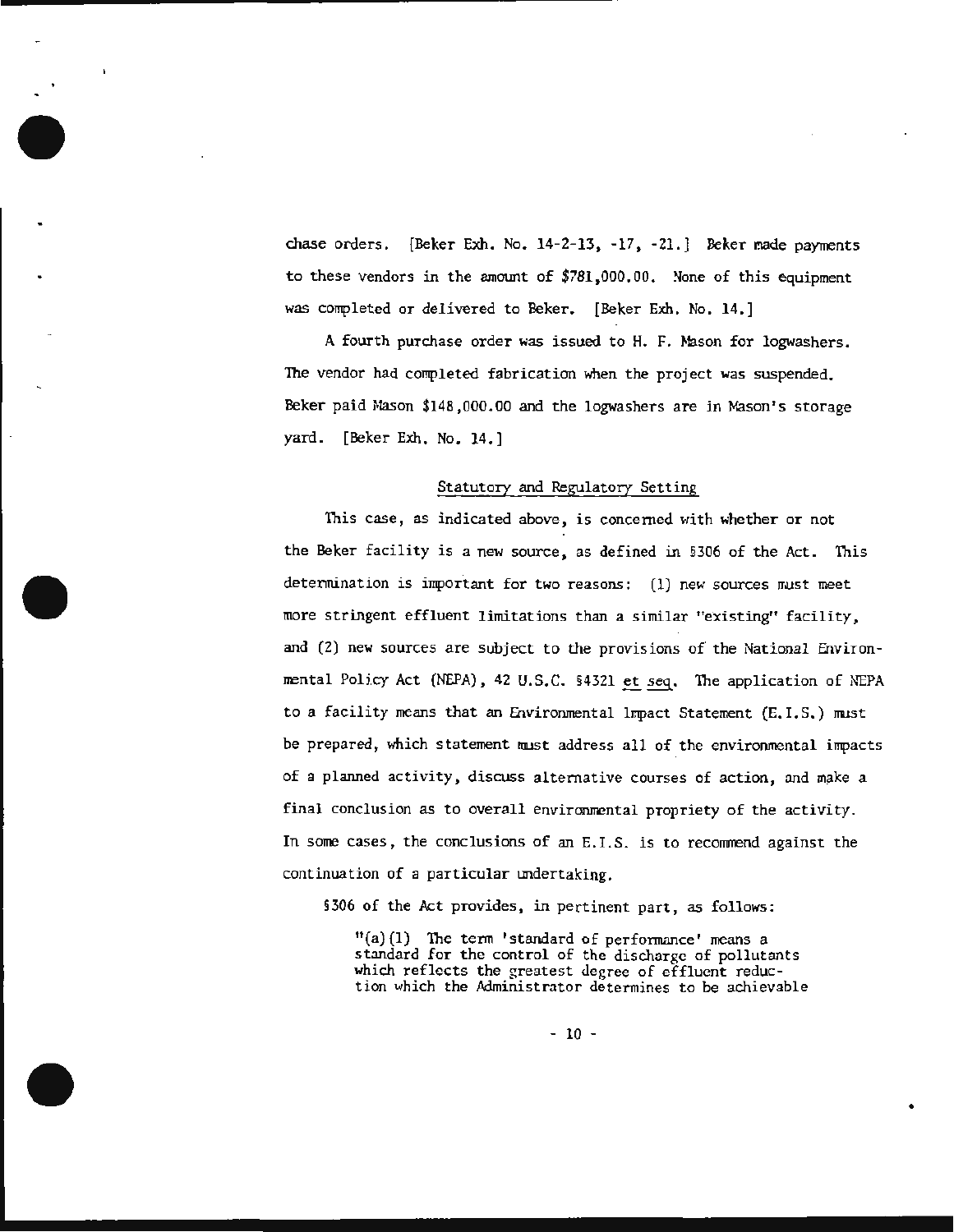chase orders. [Beker Exh. No. 14-2-13, -17, -21.] Beker made payments to these vendors in the amount of $781,000.00. None of this equipment was completed or delivered to Beker. [Beker Exh. No. 14.]

A fourth purchase order was issued to H. F. Mason for logwashers. The vendor had completed fabrication when the project was suspended. Beker paid Mason $148,000.00 and the logwashers are in Mason's storage yard. [Beker Exh. No. 14.]

## Statutory and Regulatory Setting

This case, as indicated above, is concerned with whether or not the Beker facility is a new source, as defined in §306 of the Act. This determination is important for two reasons: (1) new sources must meet more stringent effluent limitations than a similar "existing" facility, and (2) new sources are subject to the provisions of the National Environmental Policy Act (NEPA), 42 U.S.C. §4321 et seq. The application of NEPA to a facility means that an Environmental Impact Statement (E.I.S.) must be prepared, which statement must address all of the environmental impacts of a planned activity, discuss alternative courses of action, and make a final conclusion as to overall environmental propriety of the activity. In some cases, the conclusions of an E.I.S. is to recommend against the continuation of a particular undertaking.

§306 of the Act provides, in pertinent part, as follows:

> "(a)(1) The term 'standard of performance' means a standard for the control of the discharge of pollutants which reflects the greatest degree of effluent reduction which the Administrator determines to be achievable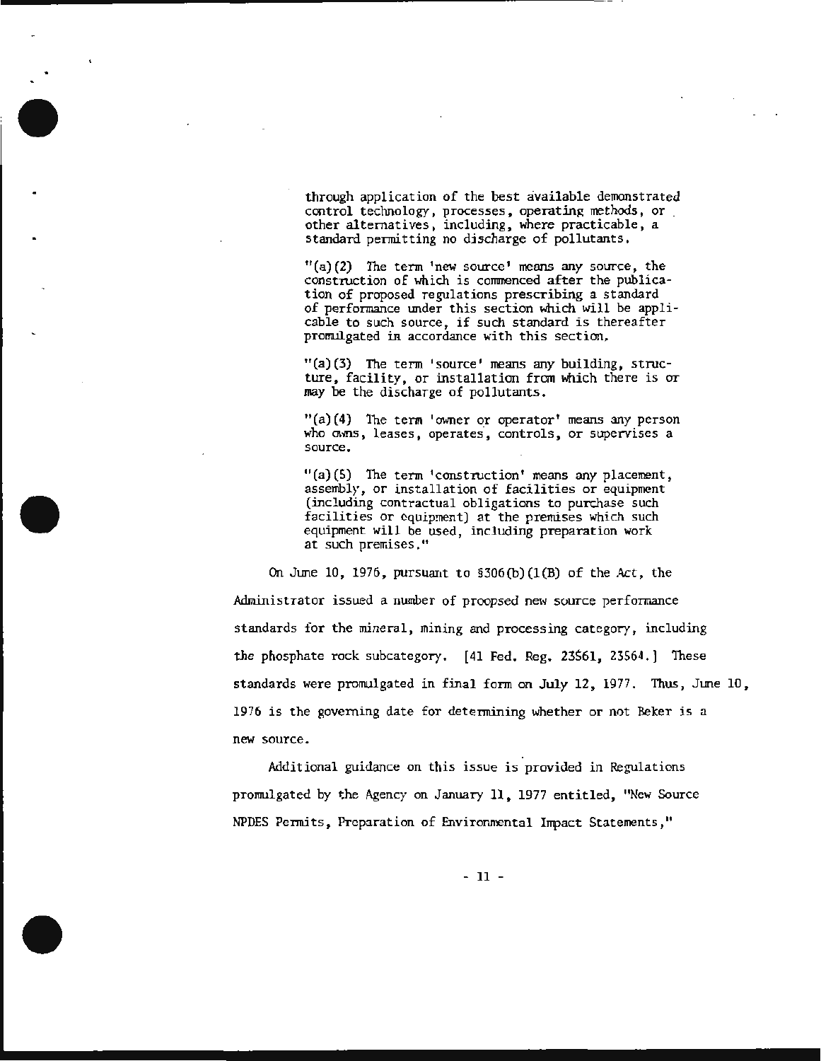> through application of the best available demonstrated control technology, processes, operating methods, or other alternatives, including, where practicable, a standard permitting no discharge of pollutants.
>
> "(a)(2) The term 'new source' means any source, the construction of which is commenced after the publication of proposed regulations prescribing a standard of performance under this section which will be applicable to such source, if such standard is thereafter promulgated in accordance with this section.
>
> "(a)(3) The term 'source' means any building, structure, facility, or installation from which there is or may be the discharge of pollutants.
>
> "(a)(4) The term 'owner or operator' means any person who owns, leases, operates, controls, or supervises a source.
>
> "(a)(5) The term 'construction' means any placement, assembly, or installation of facilities or equipment (including contractual obligations to purchase such facilities or equipment) at the premises which such equipment will be used, including preparation work at such premises."

On June 10, 1976, pursuant to §306(b)(1(B) of the Act, the Administrator issued a number of proopsed new source performance standards for the mineral, mining and processing category, including the phosphate rock subcategory. [41 Fed. Reg. 23561, 23564.] These standards were promulgated in final form on July 12, 1977. Thus, June 10, 1976 is the governing date for determining whether or not Beker is a new source.

Additional guidance on this issue is provided in Regulations promulgated by the Agency on January 11, 1977 entitled, "New Source NPDES Permits, Preparation of Environmental Impact Statements,"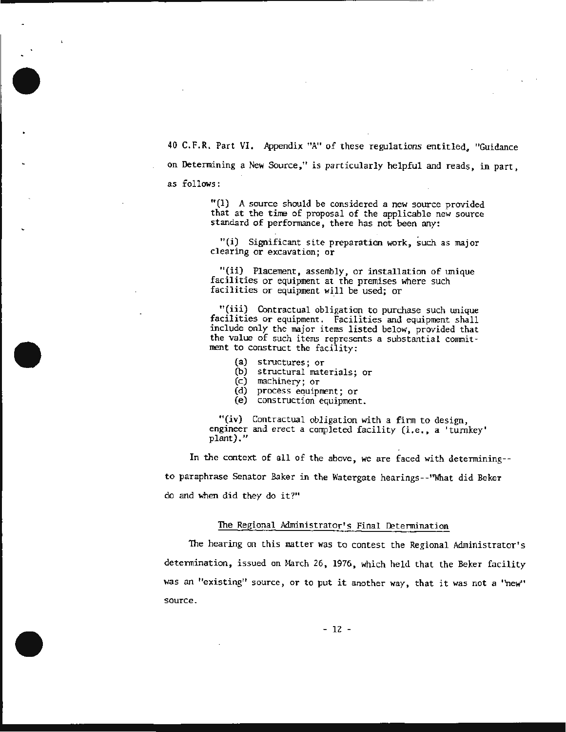40 C.F.R. Part VI. Appendix "A" of these regulations entitled, "Guidance on Determining a New Source," is particularly helpful and reads, in part, as follows:

> "(1) A source should be considered a new source provided that at the time of proposal of the applicable new source standard of performance, there has not been any:
>
> "(i) Significant site preparation work, such as major clearing or excavation; or
>
> "(ii) Placement, assembly, or installation of unique facilities or equipment at the premises where such facilities or equipment will be used; or
>
> "(iii) Contractual obligation to purchase such unique facilities or equipment. Facilities and equipment shall include only the major items listed below, provided that the value of such items represents a substantial commitment to construct the facility:
>
> (a) structures; or
> (b) structural materials; or
> (c) machinery; or
> (d) process equipment; or
> (e) construction equipment.
>
> "(iv) Contractual obligation with a firm to design, engineer and erect a completed facility (i.e., a 'turnkey' plant)."

In the context of all of the above, we are faced with determining--to paraphrase Senator Baker in the Watergate hearings--"What did Beker do and when did they do it?"

## The Regional Administrator's Final Determination

The hearing on this matter was to contest the Regional Administrator's determination, issued on March 26, 1976, which held that the Beker facility was an "existing" source, or to put it another way, that it was not a "new" source.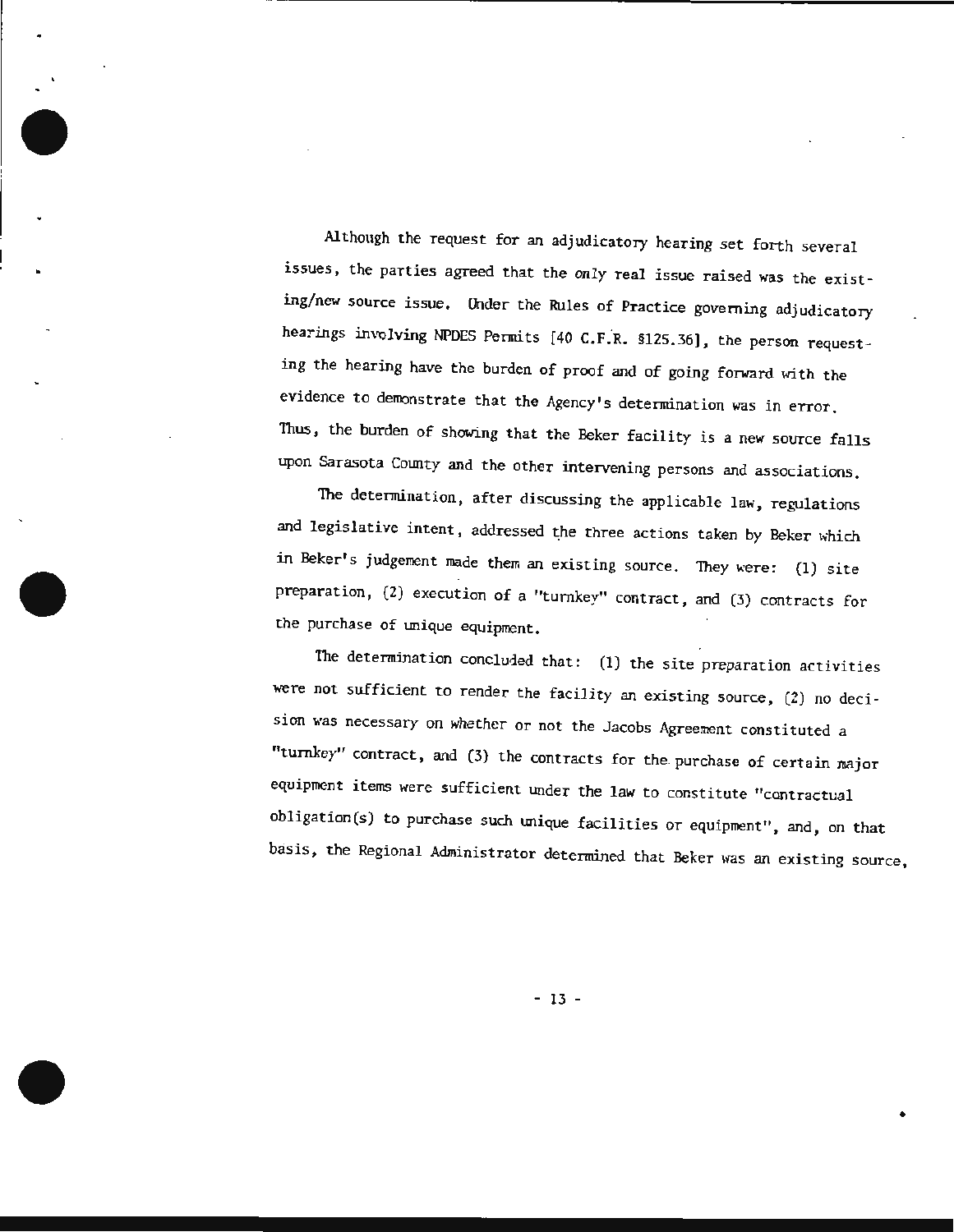Although the request for an adjudicatory hearing set forth several issues, the parties agreed that the *only* real issue raised was the existing/new source issue. Under the Rules of Practice governing adjudicatory hearings involving NPDES Permits [40 C.F.R. §125.36], the person requesting the hearing have the burden of proof and of going forward with the evidence to demonstrate that the Agency's determination was in error. Thus, the burden of showing that the Beker facility is a new source falls upon Sarasota County and the other intervening persons and associations.

The determination, after discussing the applicable law, regulations and legislative intent, addressed the three actions taken by Beker which in Beker's judgement made them an existing source. They were: (1) site preparation, (2) execution of a "turnkey" contract, and (3) contracts for the purchase of unique equipment.

The determination concluded that: (1) the site preparation activities were not sufficient to render the facility an existing source, (2) no decision was necessary on whether or not the Jacobs Agreement constituted a "turnkey" contract, and (3) the contracts for the purchase of certain major equipment items were sufficient under the law to constitute "contractual obligation(s) to purchase such unique facilities or equipment", and, on that basis, the Regional Administrator determined that Beker was an existing source.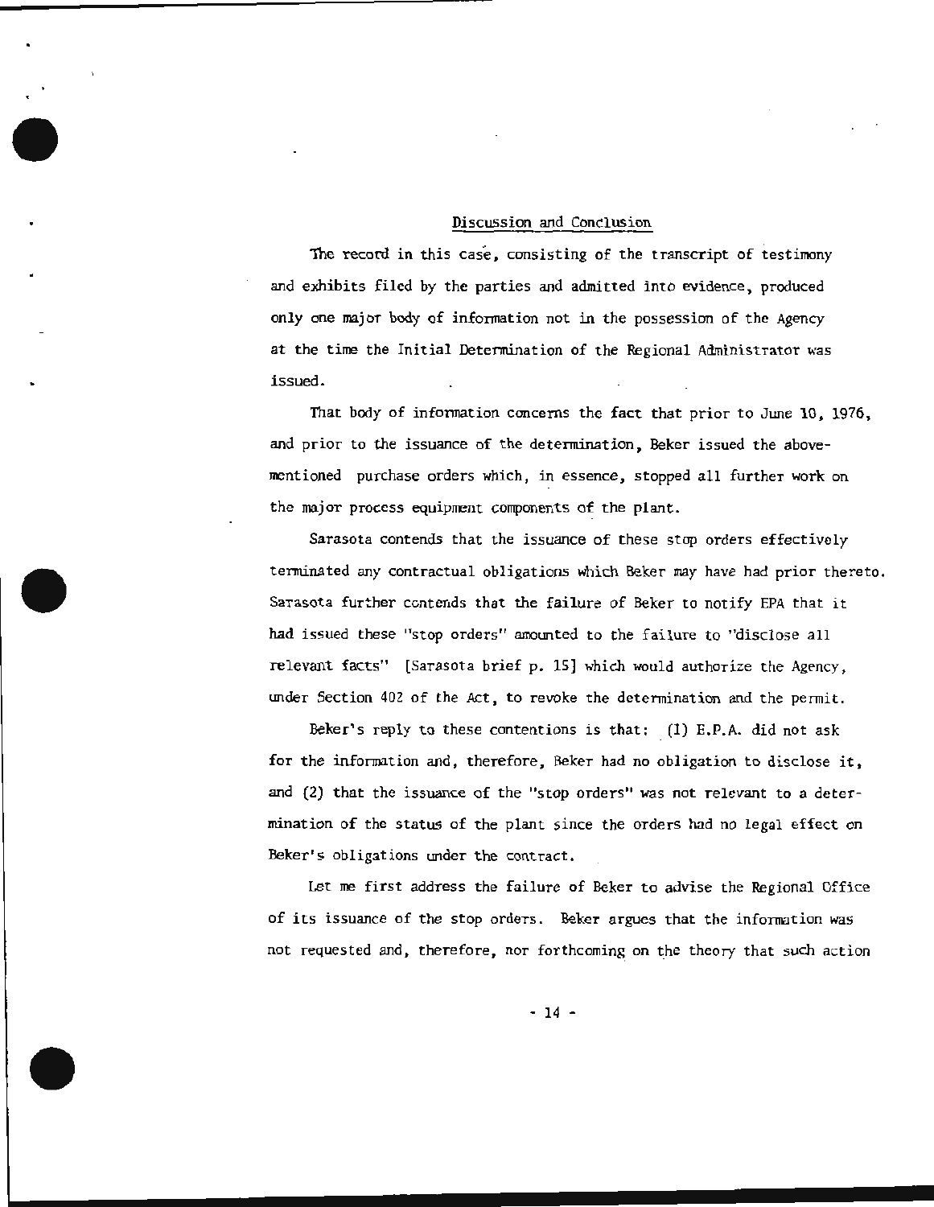## Discussion and Conclusion

The record in this case, consisting of the transcript of testimony and exhibits filed by the parties and admitted into evidence, produced only one major body of information not in the possession of the Agency at the time the Initial Determination of the Regional Administrator was issued.

That body of information concerns the fact that prior to June 10, 1976, and prior to the issuance of the determination, Beker issued the above-mentioned purchase orders which, in essence, stopped all further work on the major process equipment components of the plant.

Sarasota contends that the issuance of these stop orders effectively terminated any contractual obligations which Beker may have had prior thereto. Sarasota further contends that the failure of Beker to notify EPA that it had issued these "stop orders" amounted to the failure to "disclose all relevant facts" [Sarasota brief p. 15] which would authorize the Agency, under Section 402 of the Act, to revoke the determination and the permit.

Beker's reply to these contentions is that: (1) E.P.A. did not ask for the information and, therefore, Beker had no obligation to disclose it, and (2) that the issuance of the "stop orders" was not relevant to a determination of the status of the plant since the orders had no legal effect on Beker's obligations under the contract.

Let me first address the failure of Beker to advise the Regional Office of its issuance of the stop orders. Beker argues that the information was not requested and, therefore, nor forthcoming on the theory that such action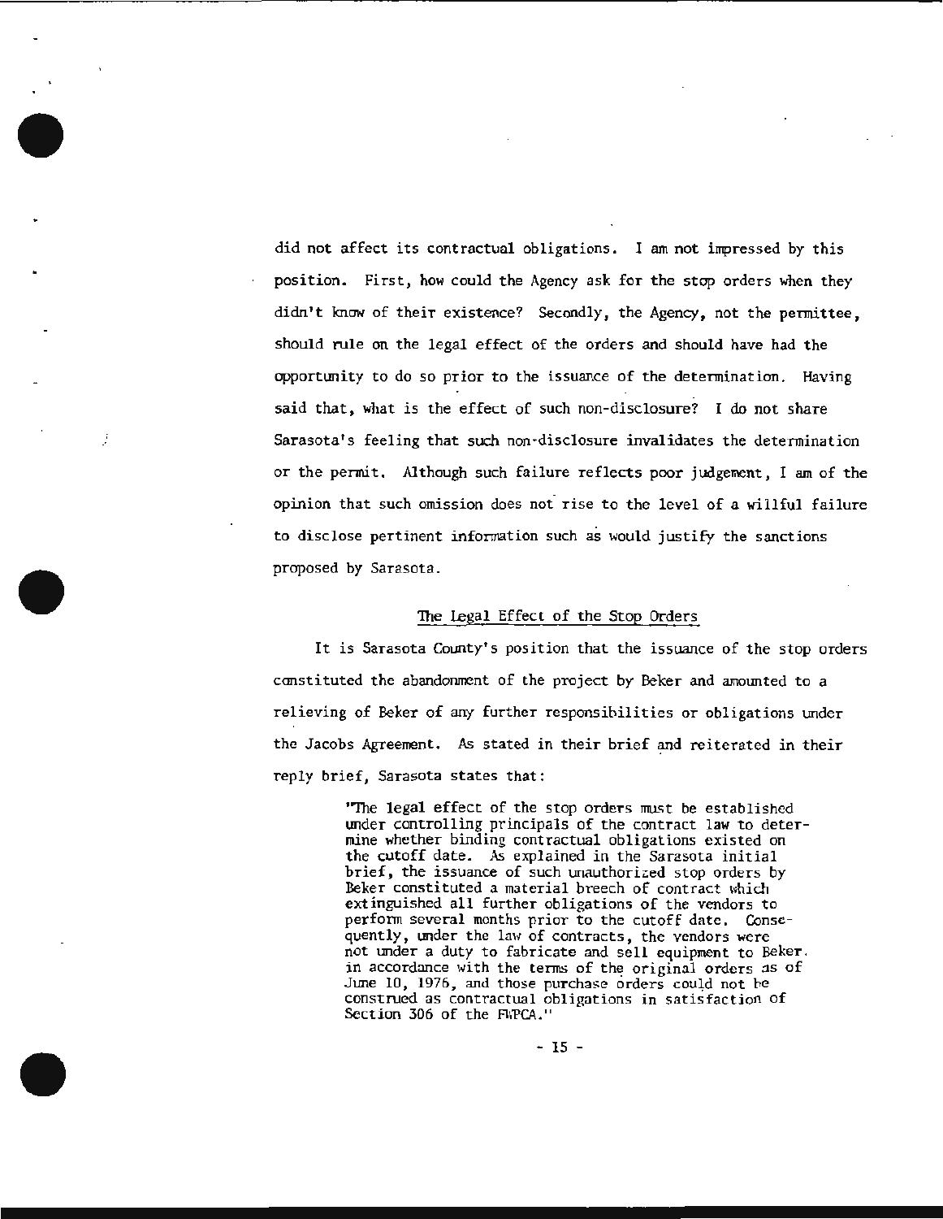did not affect its contractual obligations. I am not impressed by this position. First, how could the Agency ask for the stop orders when they didn't know of their existence? Secondly, the Agency, not the permittee, should rule on the legal effect of the orders and should have had the opportunity to do so prior to the issuance of the determination. Having said that, what is the effect of such non-disclosure? I do not share Sarasota's feeling that such non-disclosure invalidates the determination or the permit. Although such failure reflects poor judgement, I am of the opinion that such omission does not rise to the level of a willful failure to disclose pertinent information such as would justify the sanctions proposed by Sarasota.

## The Legal Effect of the Stop Orders

It is Sarasota County's position that the issuance of the stop orders constituted the abandonment of the project by Beker and amounted to a relieving of Beker of any further responsibilities or obligations under the Jacobs Agreement. As stated in their brief and reiterated in their reply brief, Sarasota states that:

> "The legal effect of the stop orders must be established under controlling principals of the contract law to determine whether binding contractual obligations existed on the cutoff date. As explained in the Sarasota initial brief, the issuance of such unauthorized stop orders by Beker constituted a material breech of contract which extinguished all further obligations of the vendors to perform several months prior to the cutoff date. Consequently, under the law of contracts, the vendors were not under a duty to fabricate and sell equipment to Beker in accordance with the terms of the original orders as of June 10, 1976, and those purchase orders could not be construed as contractual obligations in satisfaction of Section 306 of the FWPCA."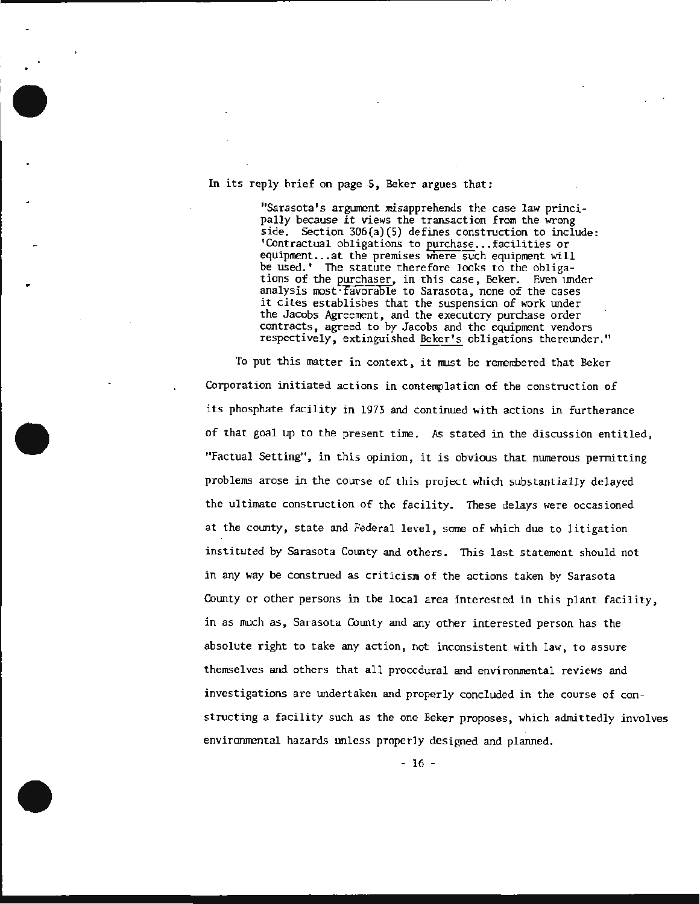In its reply brief on page 5, Beker argues that:

> "Sarasota's argument misapprehends the case law principally because it views the transaction from the wrong side. Section 306(a)(5) defines construction to include: 'Contractual obligations to purchase...facilities or equipment...at the premises where such equipment will be used.' The statute therefore looks to the obligations of the purchaser, in this case, Beker. Even under analysis most favorable to Sarasota, none of the cases it cites establishes that the suspension of work under the Jacobs Agreement, and the executory purchase order contracts, agreed to by Jacobs and the equipment vendors respectively, extinguished Beker's obligations thereunder."

To put this matter in context, it must be remembered that Beker Corporation initiated actions in contemplation of the construction of its phosphate facility in 1973 and continued with actions in furtherance of that goal up to the present time. As stated in the discussion entitled, "Factual Setting", in this opinion, it is obvious that numerous permitting problems arose in the course of this project which substantially delayed the ultimate construction of the facility. These delays were occasioned at the county, state and Federal level, some of which due to litigation instituted by Sarasota County and others. This last statement should not in any way be construed as criticism of the actions taken by Sarasota County or other persons in the local area interested in this plant facility, in as much as, Sarasota County and any other interested person has the absolute right to take any action, not inconsistent with law, to assure themselves and others that all procedural and environmental reviews and investigations are undertaken and properly concluded in the course of constructing a facility such as the one Beker proposes, which admittedly involves environmental hazards unless properly designed and planned.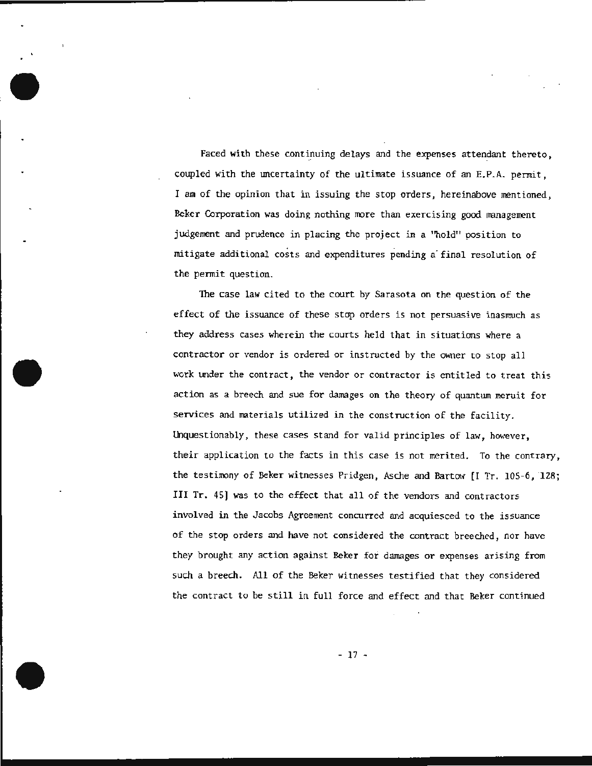Faced with these continuing delays and the expenses attendant thereto, coupled with the uncertainty of the ultimate issuance of an E.P.A. permit, I am of the opinion that in issuing the stop orders, hereinabove mentioned, Beker Corporation was doing nothing more than exercising good management judgement and prudence in placing the project in a "hold" position to mitigate additional costs and expenditures pending a final resolution of the permit question.

The case law cited to the court by Sarasota on the question of the effect of the issuance of these stop orders is not persuasive inasmuch as they address cases wherein the courts held that in situations where a contractor or vendor is ordered or instructed by the owner to stop all work under the contract, the vendor or contractor is entitled to treat this action as a breech and sue for damages on the theory of quantum meruit for services and materials utilized in the construction of the facility. Unquestionably, these cases stand for valid principles of law, however, their application to the facts in this case is not merited. To the contrary, the testimony of Beker witnesses Pridgen, Asche and Bartow [I Tr. 105-6, 128; III Tr. 45] was to the effect that all of the vendors and contractors involved in the Jacobs Agreement concurred and acquiesced to the issuance of the stop orders and have not considered the contract breeched, nor have they brought any action against Beker for damages or expenses arising from such a breech. All of the Beker witnesses testified that they considered the contract to be still in full force and effect and that Beker continued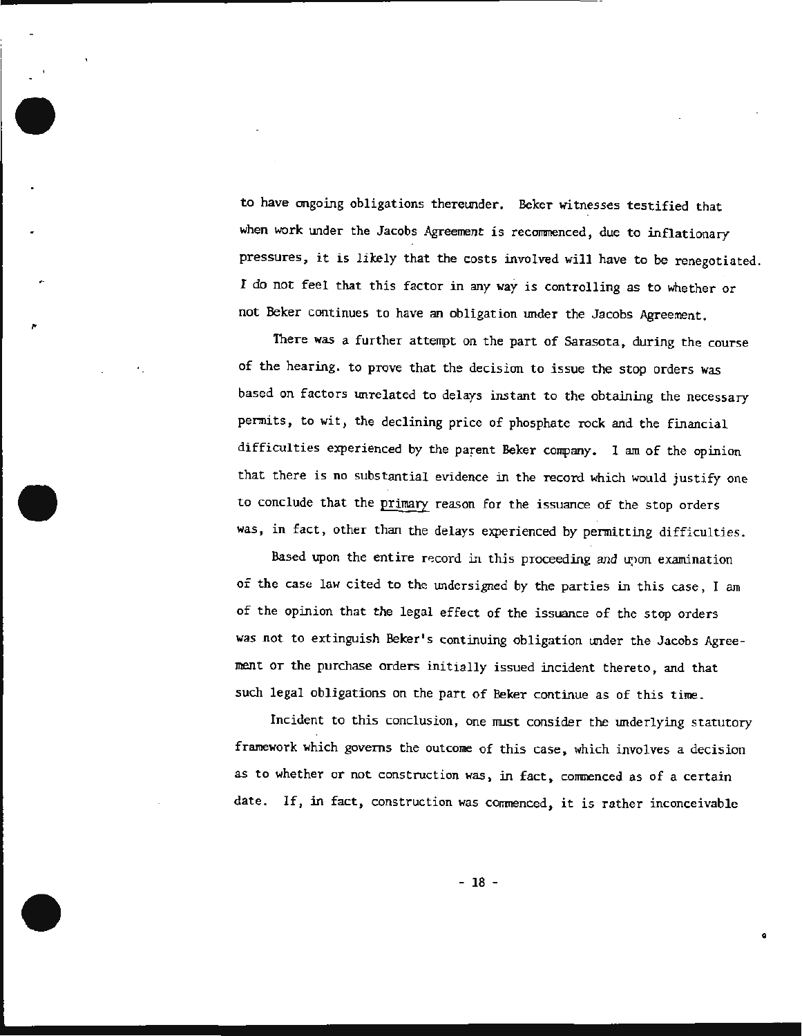to have ongoing obligations thereunder. Beker witnesses testified that when work under the Jacobs Agreement is recommenced, due to inflationary pressures, it is likely that the costs involved will have to be renegotiated. I do not feel that this factor in any way is controlling as to whether or not Beker continues to have an obligation under the Jacobs Agreement.

There was a further attempt on the part of Sarasota, during the course of the hearing. to prove that the decision to issue the stop orders was based on factors unrelated to delays instant to the obtaining the necessary permits, to wit, the declining price of phosphate rock and the financial difficulties experienced by the parent Beker company. I am of the opinion that there is no substantial evidence in the record which would justify one to conclude that the primary reason for the issuance of the stop orders was, in fact, other than the delays experienced by permitting difficulties.

Based upon the entire record in this proceeding and upon examination of the case law cited to the undersigned by the parties in this case, I am of the opinion that the legal effect of the issuance of the stop orders was not to extinguish Beker's continuing obligation under the Jacobs Agreement or the purchase orders initially issued incident thereto, and that such legal obligations on the part of Beker continue as of this time.

Incident to this conclusion, one must consider the underlying statutory framework which governs the outcome of this case, which involves a decision as to whether or not construction was, in fact, commenced as of a certain date. If, in fact, construction was commenced, it is rather inconceivable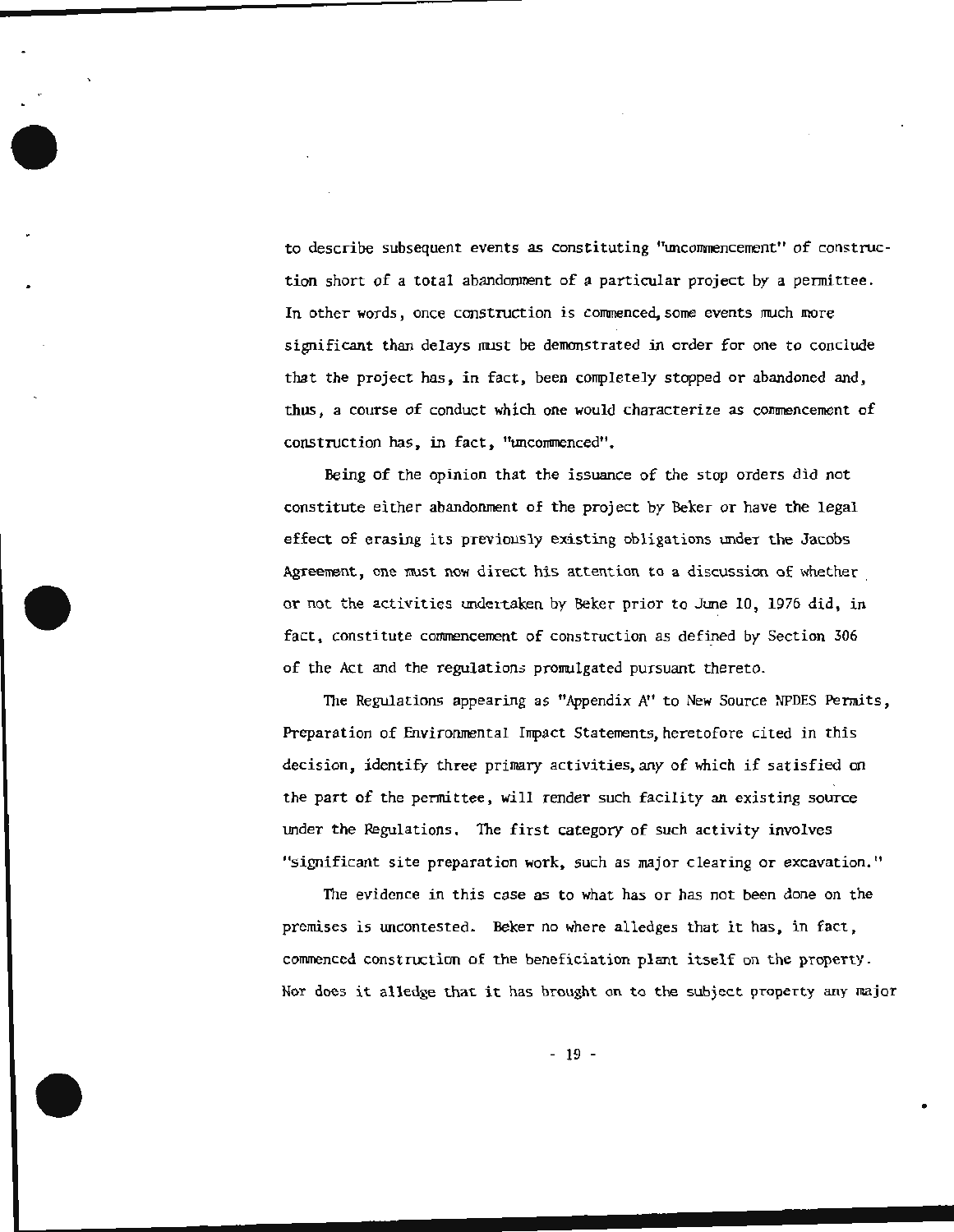to describe subsequent events as constituting "uncommencement" of construction short of a total abandonment of a particular project by a permittee. In other words, once construction is commenced, some events much more significant than delays must be demonstrated in order for one to conclude that the project has, in fact, been completely stopped or abandoned and, thus, a course of conduct which one would characterize as commencement of construction has, in fact, "uncommenced".

Being of the opinion that the issuance of the stop orders did not constitute either abandonment of the project by Beker or have the legal effect of erasing its previously existing obligations under the Jacobs Agreement, one must now direct his attention to a discussion of whether or not the activities undertaken by Beker prior to June 10, 1976 did, in fact, constitute commencement of construction as defined by Section 306 of the Act and the regulations promulgated pursuant thereto.

The Regulations appearing as "Appendix A" to New Source NPDES Permits, Preparation of Environmental Impact Statements, heretofore cited in this decision, identify three primary activities, any of which if satisfied on the part of the permittee, will render such facility an existing source under the Regulations. The first category of such activity involves "significant site preparation work, such as major clearing or excavation."

The evidence in this case as to what has or has not been done on the premises is uncontested. Beker no where alledges that it has, in fact, commenced construction of the beneficiation plant itself on the property. Nor does it alledge that it has brought on to the subject property any major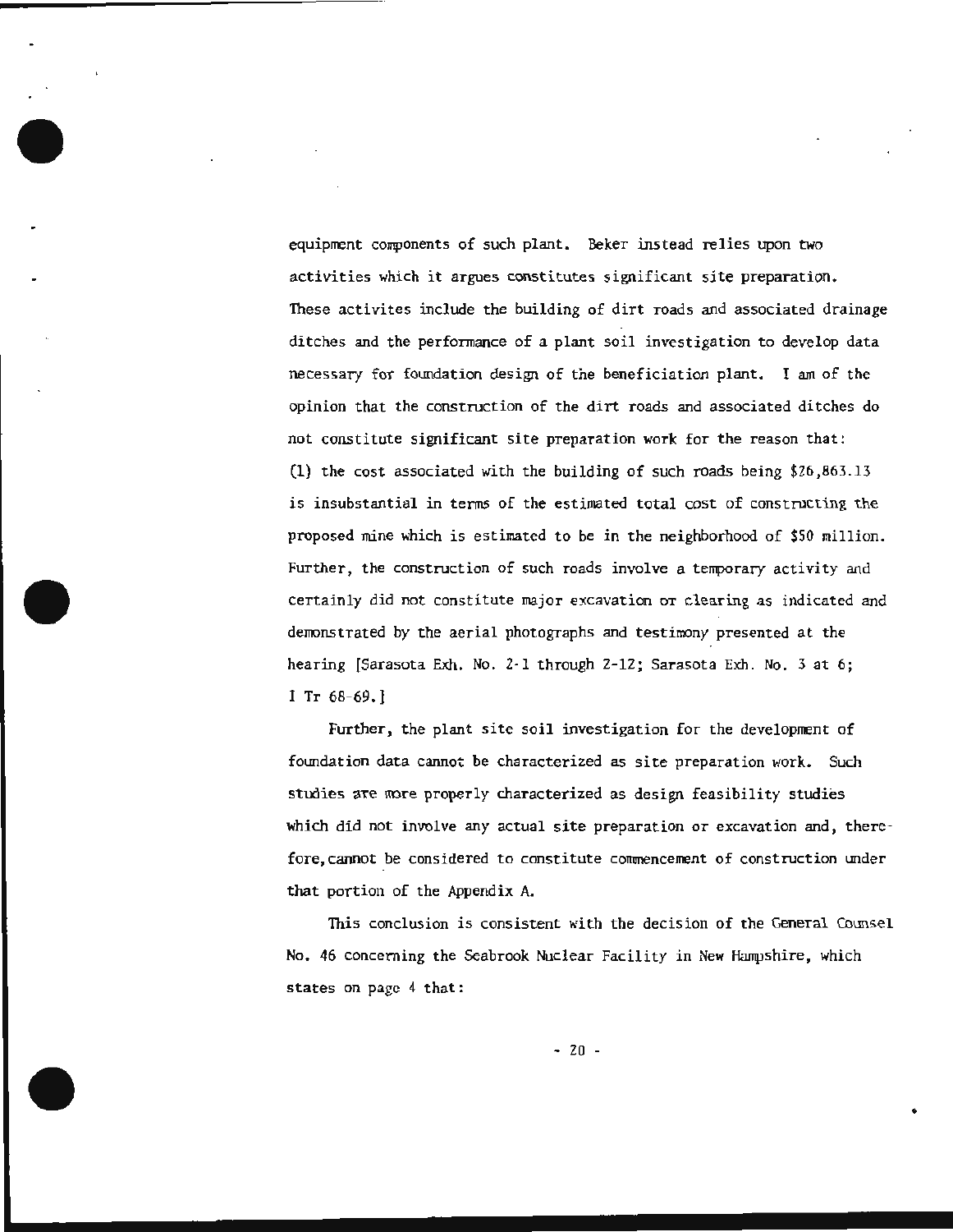equipment components of such plant. Beker instead relies upon two activities which it argues constitutes significant site preparation. These activites include the building of dirt roads and associated drainage ditches and the performance of a plant soil investigation to develop data necessary for foundation design of the beneficiation plant. I am of the opinion that the construction of the dirt roads and associated ditches do not constitute significant site preparation work for the reason that: (1) the cost associated with the building of such roads being $26,863.13 is insubstantial in terms of the estimated total cost of constructing the proposed mine which is estimated to be in the neighborhood of $50 million. Further, the construction of such roads involve a temporary activity and certainly did not constitute major excavation or clearing as indicated and demonstrated by the aerial photographs and testimony presented at the hearing [Sarasota Exh. No. 2-1 through 2-12; Sarasota Exh. No. 3 at 6; I Tr 68-69.]

Further, the plant site soil investigation for the development of foundation data cannot be characterized as site preparation work. Such studies are more properly characterized as design feasibility studies which did not involve any actual site preparation or excavation and, therefore, cannot be considered to constitute commencement of construction under that portion of the Appendix A.

This conclusion is consistent with the decision of the General Counsel No. 46 concerning the Seabrook Nuclear Facility in New Hampshire, which states on page 4 that: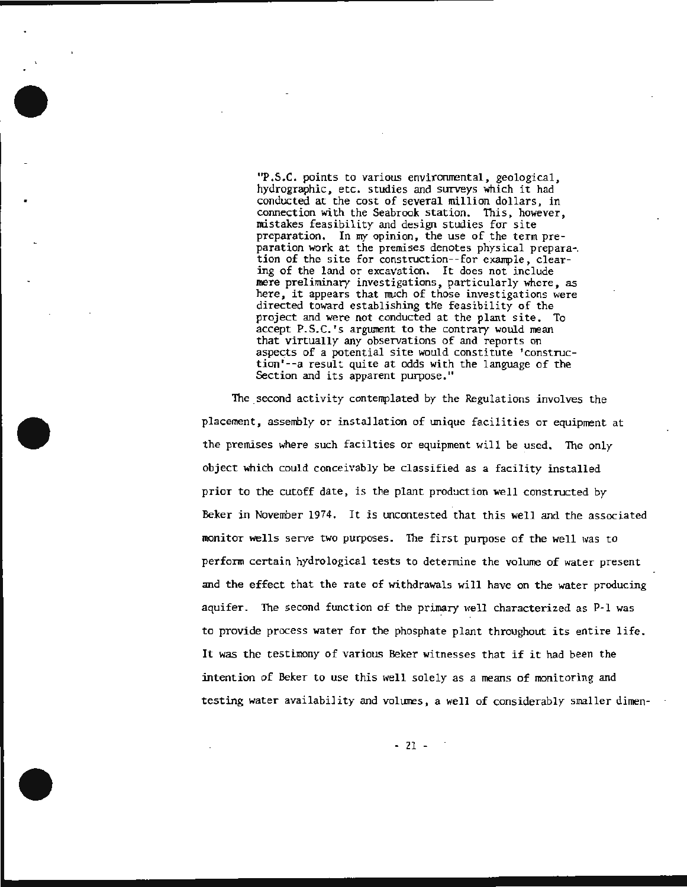> "P.S.C. points to various environmental, geological, hydrographic, etc. studies and surveys which it had conducted at the cost of several million dollars, in connection with the Seabrook station. This, however, mistakes feasibility and design studies for site preparation. In my opinion, the use of the term preparation work at the premises denotes physical preparation of the site for construction--for example, clearing of the land or excavation. It does not include mere preliminary investigations, particularly where, as here, it appears that much of those investigations were directed toward establishing the feasibility of the project and were not conducted at the plant site. To accept P.S.C.'s argument to the contrary would mean that virtually any observations of and reports on aspects of a potential site would constitute 'construction'--a result quite at odds with the language of the Section and its apparent purpose."

The second activity contemplated by the Regulations involves the placement, assembly or installation of unique facilities or equipment at the premises where such facilties or equipment will be used. The only object which could conceivably be classified as a facility installed prior to the cutoff date, is the plant production well constructed by Beker in November 1974. It is uncontested that this well and the associated monitor wells serve two purposes. The first purpose of the well was to perform certain hydrological tests to determine the volume of water present and the effect that the rate of withdrawals will have on the water producing aquifer. The second function of the primary well characterized as P-1 was to provide process water for the phosphate plant throughout its entire life. It was the testimony of various Beker witnesses that if it had been the intention of Beker to use this well solely as a means of monitoring and testing water availability and volumes, a well of considerably smaller dimen-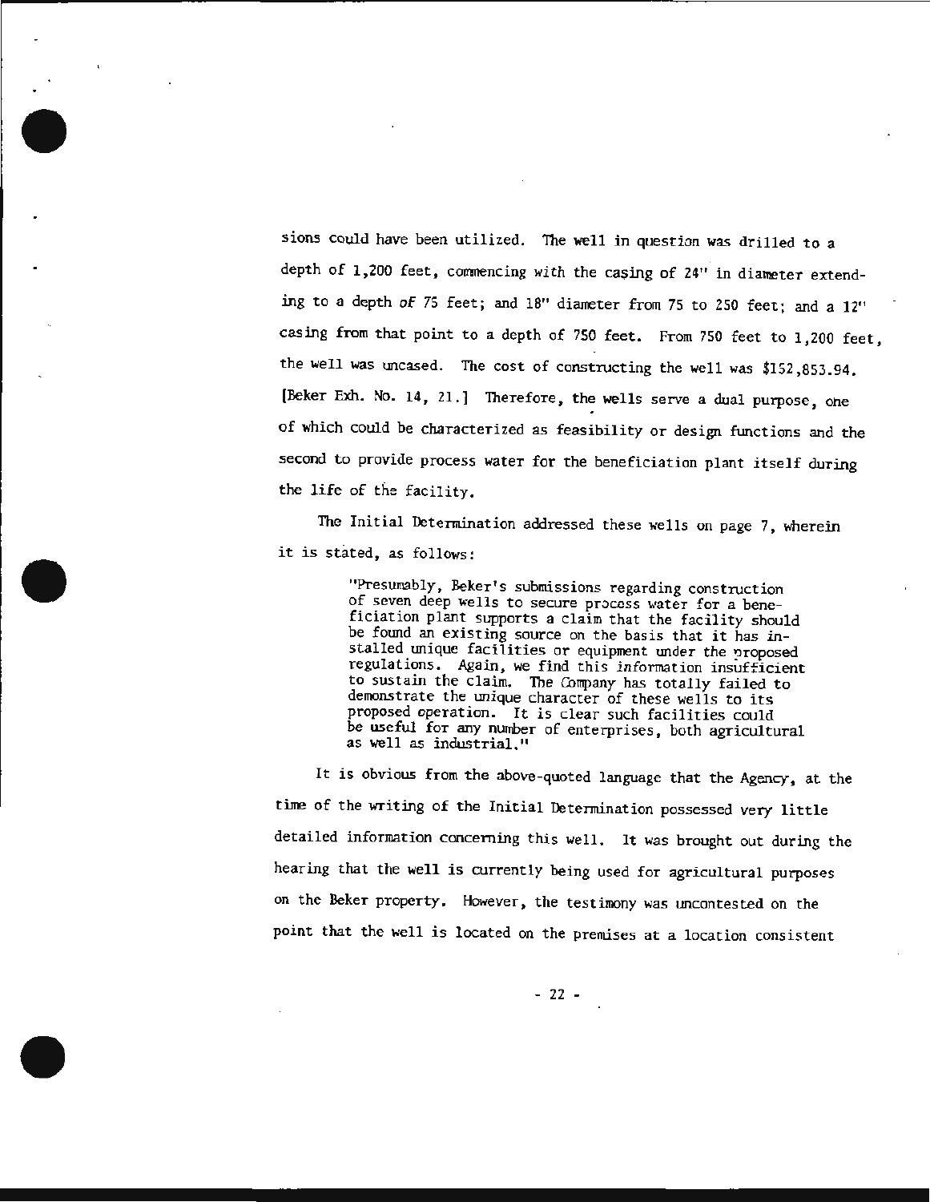sions could have been utilized. The well in question was drilled to a depth of 1,200 feet, commencing with the casing of 24" in diameter extending to a depth of 75 feet; and 18" diameter from 75 to 250 feet; and a 12" casing from that point to a depth of 750 feet. From 750 feet to 1,200 feet, the well was uncased. The cost of constructing the well was $152,853.94. [Beker Exh. No. 14, 21.] Therefore, the wells serve a dual purpose, one of which could be characterized as feasibility or design functions and the second to provide process water for the beneficiation plant itself during the life of the facility.

The Initial Determination addressed these wells on page 7, wherein it is stated, as follows:

> "Presumably, Beker's submissions regarding construction of seven deep wells to secure process water for a beneficiation plant supports a claim that the facility should be found an existing source on the basis that it has installed unique facilities or equipment under the proposed regulations. Again, we find this information insufficient to sustain the claim. The Company has totally failed to demonstrate the unique character of these wells to its proposed operation. It is clear such facilities could be useful for any number of enterprises, both agricultural as well as industrial."

It is obvious from the above-quoted language that the Agency, at the time of the writing of the Initial Determination possessed very little detailed information concerning this well. It was brought out during the hearing that the well is currently being used for agricultural purposes on the Beker property. However, the testimony was uncontested on the point that the well is located on the premises at a location consistent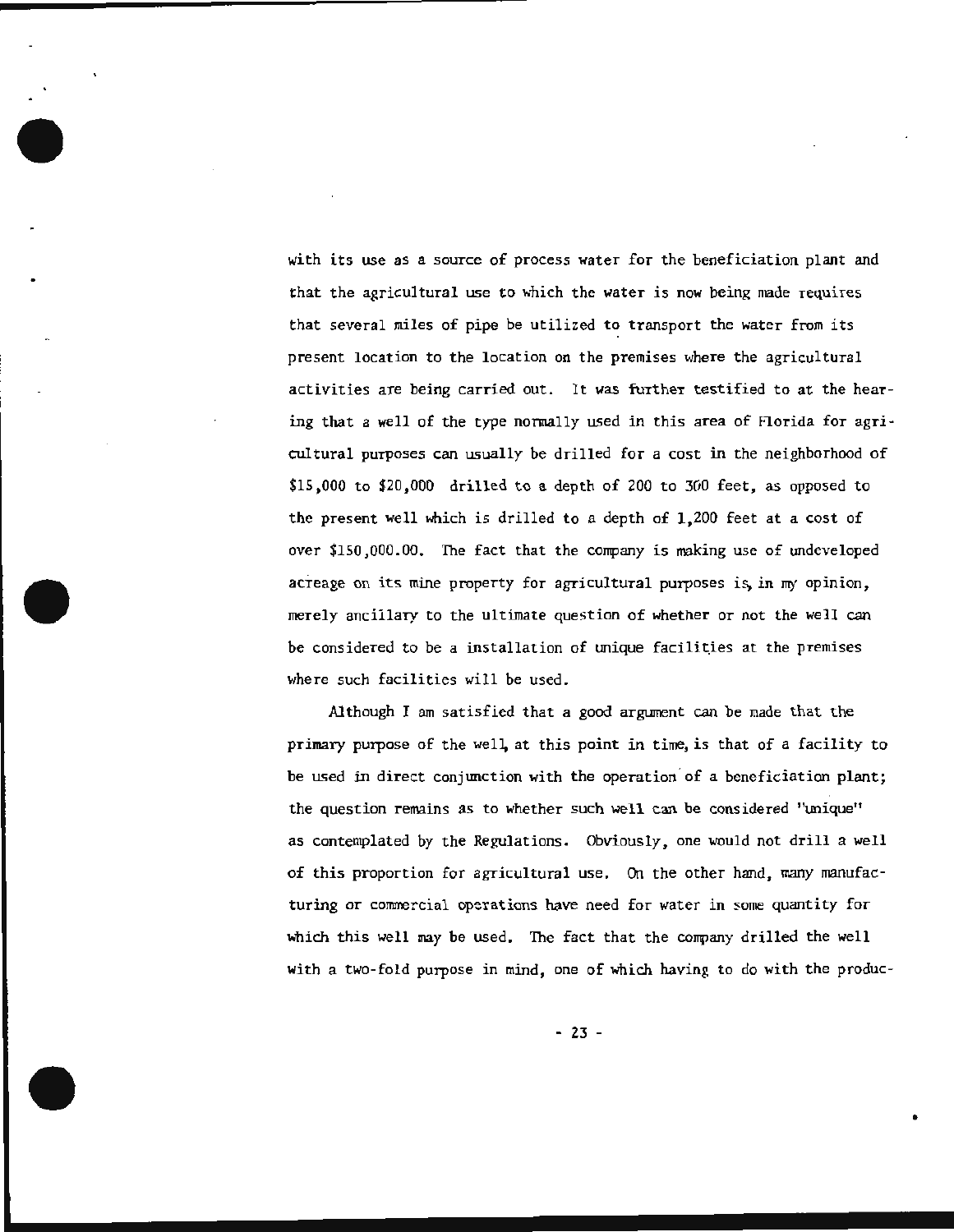with its use as a source of process water for the beneficiation plant and that the agricultural use to which the water is now being made requires that several miles of pipe be utilized to transport the water from its present location to the location on the premises where the agricultural activities are being carried out. It was further testified to at the hearing that a well of the type normally used in this area of Florida for agricultural purposes can usually be drilled for a cost in the neighborhood of $15,000 to $20,000 drilled to a depth of 200 to 300 feet, as opposed to the present well which is drilled to a depth of 1,200 feet at a cost of over $150,000.00. The fact that the company is making use of undeveloped acreage on its mine property for agricultural purposes is, in my opinion, merely ancillary to the ultimate question of whether or not the well can be considered to be a installation of unique facilities at the premises where such facilities will be used.

Although I am satisfied that a good argument can be made that the primary purpose of the well, at this point in time, is that of a facility to be used in direct conjunction with the operation of a beneficiation plant; the question remains as to whether such well can be considered "unique" as contemplated by the Regulations. Obviously, one would not drill a well of this proportion for agricultural use. On the other hand, many manufacturing or commercial operations have need for water in some quantity for which this well may be used. The fact that the company drilled the well with a two-fold purpose in mind, one of which having to do with the produc-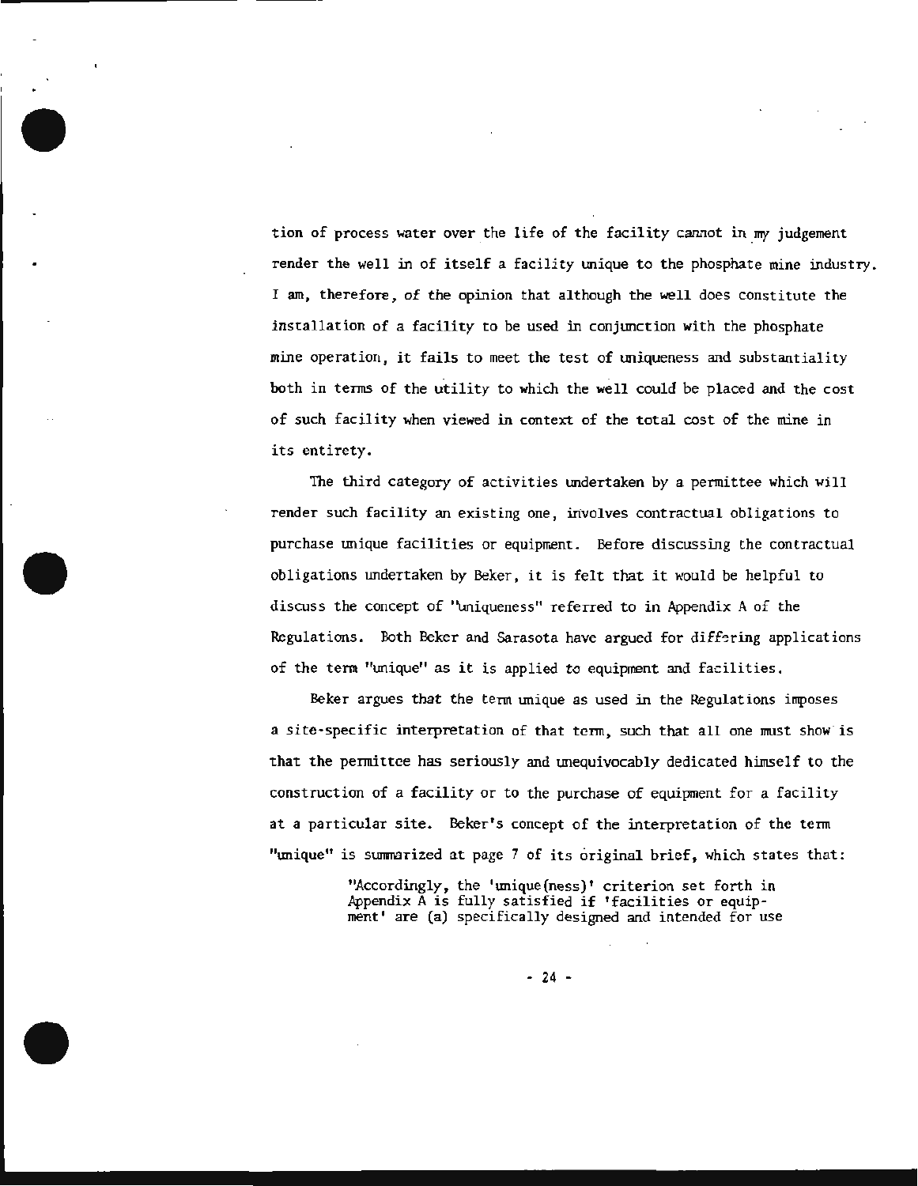tion of process water over the life of the facility cannot in my judgement render the well in of itself a facility unique to the phosphate mine industry. I am, therefore, of the opinion that although the well does constitute the installation of a facility to be used in conjunction with the phosphate mine operation, it fails to meet the test of uniqueness and substantiality both in terms of the utility to which the well could be placed and the cost of such facility when viewed in context of the total cost of the mine in its entirety.

The third category of activities undertaken by a permittee which will render such facility an existing one, involves contractual obligations to purchase unique facilities or equipment. Before discussing the contractual obligations undertaken by Beker, it is felt that it would be helpful to discuss the concept of "uniqueness" referred to in Appendix A of the Regulations. Both Beker and Sarasota have argued for differing applications of the term "unique" as it is applied to equipment and facilities.

Beker argues that the term unique as used in the Regulations imposes a site-specific interpretation of that term, such that all one must show is that the permittee has seriously and unequivocably dedicated himself to the construction of a facility or to the purchase of equipment for a facility at a particular site. Beker's concept of the interpretation of the term "unique" is summarized at page 7 of its original brief, which states that:

> "Accordingly, the 'unique(ness)' criterion set forth in Appendix A is fully satisfied if 'facilities or equipment' are (a) specifically designed and intended for use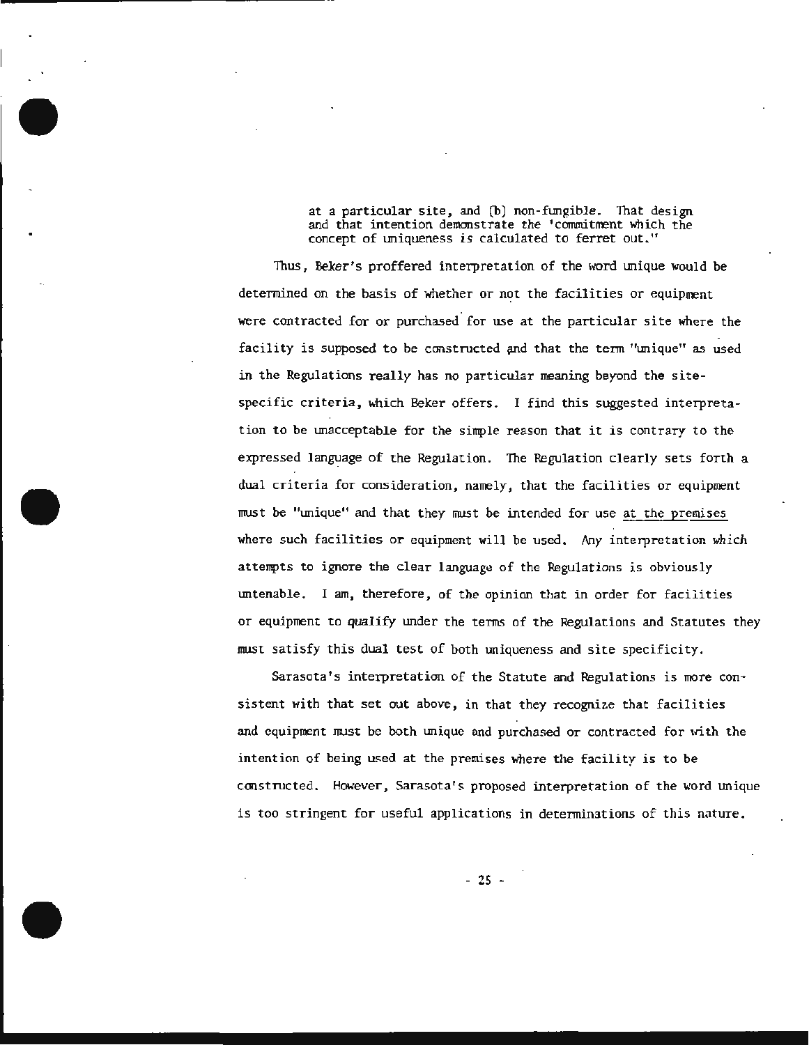> at a particular site, and (b) non-fungible. That design and that intention demonstrate the 'commitment which the concept of uniqueness is calculated to ferret out."

Thus, Beker's proffered interpretation of the word unique would be determined on the basis of whether or not the facilities or equipment were contracted for or purchased for use at the particular site where the facility is supposed to be constructed and that the term "unique" as used in the Regulations really has no particular meaning beyond the site-specific criteria, which Beker offers. I find this suggested interpretation to be unacceptable for the simple reason that it is contrary to the expressed language of the Regulation. The Regulation clearly sets forth a dual criteria for consideration, namely, that the facilities or equipment must be "unique" and that they must be intended for use <u>at the premises</u> where such facilities or equipment will be used. Any interpretation which attempts to ignore the clear language of the Regulations is obviously untenable. I am, therefore, of the opinion that in order for facilities or equipment to qualify under the terms of the Regulations and Statutes they must satisfy this dual test of both uniqueness and site specificity.

Sarasota's interpretation of the Statute and Regulations is more consistent with that set out above, in that they recognize that facilities and equipment must be both unique and purchased or contracted for with the intention of being used at the premises where the facility is to be constructed. However, Sarasota's proposed interpretation of the word unique is too stringent for useful applications in determinations of this nature.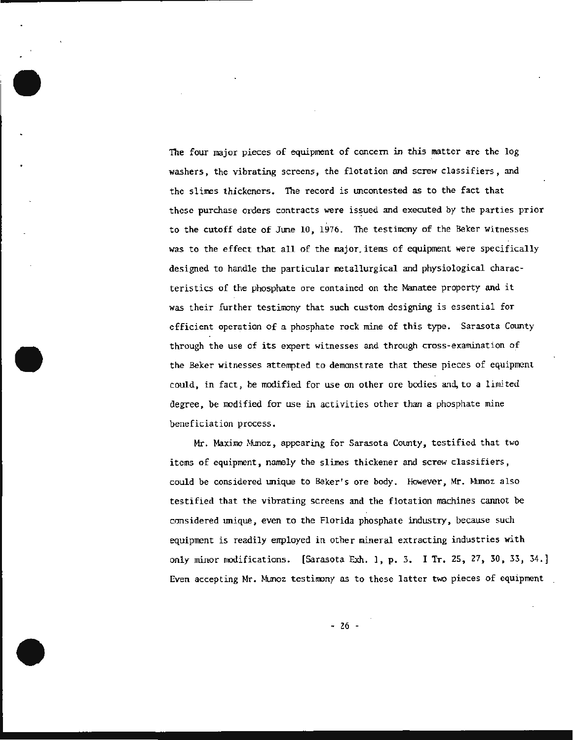The four major pieces of equipment of concern in this matter are the log washers, the vibrating screens, the flotation and screw classifiers, and the slimes thickeners. The record is uncontested as to the fact that these purchase orders contracts were issued and executed by the parties prior to the cutoff date of June 10, 1976. The testimony of the Beker witnesses was to the effect that all of the major items of equipment were specifically designed to handle the particular metallurgical and physiological characteristics of the phosphate ore contained on the Manatee property and it was their further testimony that such custom designing is essential for efficient operation of a phosphate rock mine of this type. Sarasota County through the use of its expert witnesses and through cross-examination of the Beker witnesses attempted to demonstrate that these pieces of equipment could, in fact, be modified for use on other ore bodies and, to a limited degree, be modified for use in activities other than a phosphate mine beneficiation process.

Mr. Maximo Munoz, appearing for Sarasota County, testified that two items of equipment, namely the slimes thickener and screw classifiers, could be considered unique to Beker's ore body. However, Mr. Munoz also testified that the vibrating screens and the flotation machines cannot be considered unique, even to the Florida phosphate industry, because such equipment is readily employed in other mineral extracting industries with only minor modifications. [Sarasota Exh. 1, p. 3. I Tr. 25, 27, 30, 33, 34.] Even accepting Mr. Munoz testimony as to these latter two pieces of equipment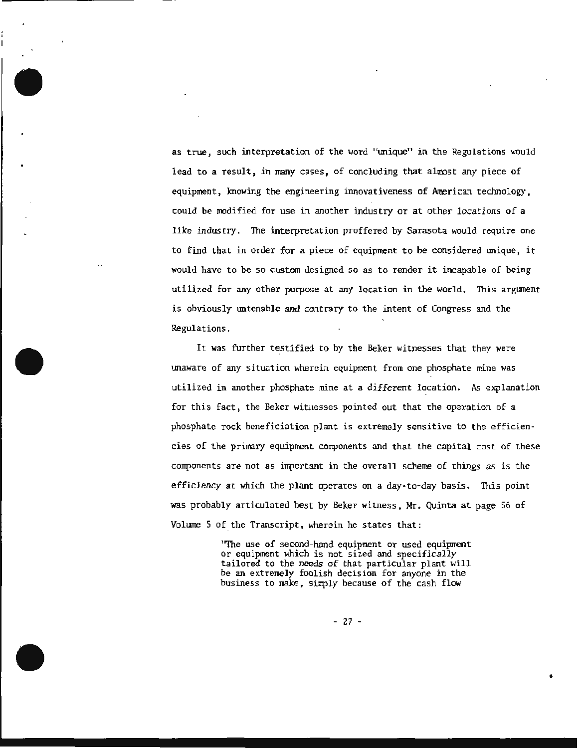as true, such interpretation of the word "unique" in the Regulations would lead to a result, in many cases, of concluding that almost any piece of equipment, knowing the engineering innovativeness of American technology, could be modified for use in another industry or at other locations of a like industry. The interpretation proffered by Sarasota would require one to find that in order for a piece of equipment to be considered unique, it would have to be so custom designed so as to render it incapable of being utilized for any other purpose at any location in the world. This argument is obviously untenable and contrary to the intent of Congress and the Regulations.

It was further testified to by the Beker witnesses that they were unaware of any situation wherein equipment from one phosphate mine was utilized in another phosphate mine at a different location. As explanation for this fact, the Beker witnesses pointed out that the operation of a phosphate rock beneficiation plant is extremely sensitive to the efficiencies of the primary equipment components and that the capital cost of these components are not as important in the overall scheme of things as is the efficiency at which the plant operates on a day-to-day basis. This point was probably articulated best by Beker witness, Mr. Quinta at page 56 of Volume 5 of the Transcript, wherein he states that:

> "The use of second-hand equipment or used equipment or equipment which is not sized and specifically tailored to the needs of that particular plant will be an extremely foolish decision for anyone in the business to make, simply because of the cash flow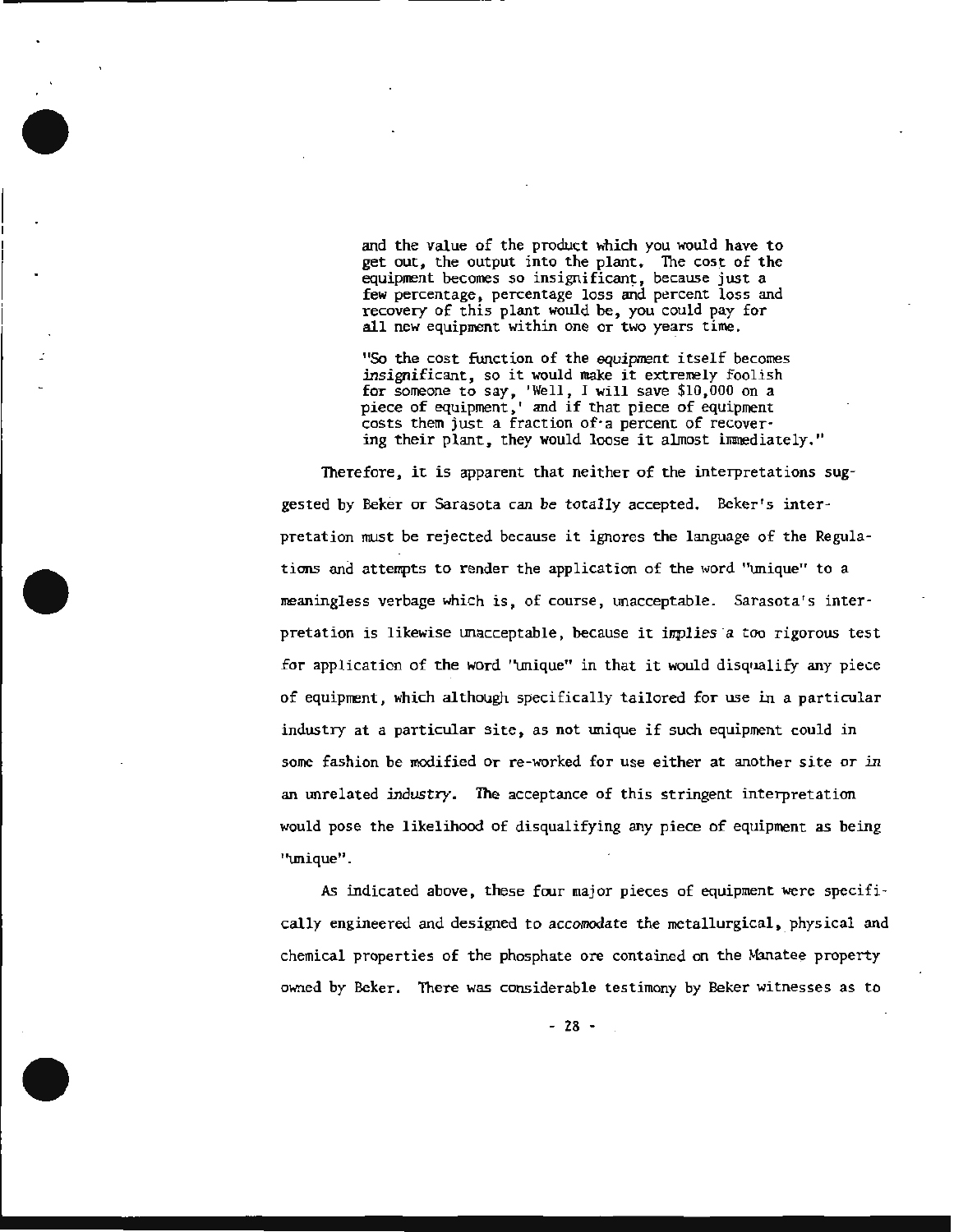> and the value of the product which you would have to get out, the output into the plant. The cost of the equipment becomes so insignificant, because just a few percentage, percentage loss and percent loss and recovery of this plant would be, you could pay for all new equipment within one or two years time.
>
> "So the cost function of the equipment itself becomes insignificant, so it would make it extremely foolish for someone to say, 'Well, I will save $10,000 on a piece of equipment,' and if that piece of equipment costs them just a fraction of a percent of recovering their plant, they would loose it almost immediately."

Therefore, it is apparent that neither of the interpretations suggested by Beker or Sarasota can be totally accepted. Beker's interpretation must be rejected because it ignores the language of the Regulations and attempts to render the application of the word "unique" to a meaningless verbage which is, of course, unacceptable. Sarasota's interpretation is likewise unacceptable, because it implies a too rigorous test for application of the word "unique" in that it would disqualify any piece of equipment, which although specifically tailored for use in a particular industry at a particular site, as not unique if such equipment could in some fashion be modified or re-worked for use either at another site or in an unrelated industry. The acceptance of this stringent interpretation would pose the likelihood of disqualifying any piece of equipment as being "unique".

As indicated above, these four major pieces of equipment were specifically engineered and designed to accomodate the metallurgical, physical and chemical properties of the phosphate ore contained on the Manatee property owned by Beker. There was considerable testimony by Beker witnesses as to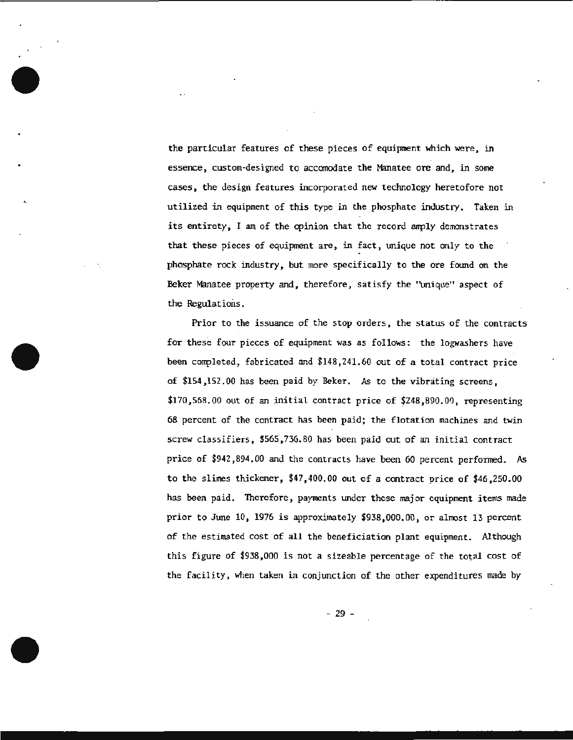the particular features of these pieces of equipment which were, in essence, custom-designed to accomodate the Manatee ore and, in some cases, the design features incorporated new technology heretofore not utilized in equipment of this type in the phosphate industry. Taken in its entirety, I am of the opinion that the record amply demonstrates that these pieces of equipment are, in fact, unique not only to the phosphate rock industry, but more specifically to the ore found on the Beker Manatee property and, therefore, satisfy the "unique" aspect of the Regulations.

Prior to the issuance of the stop orders, the status of the contracts for these four pieces of equipment was as follows: the logwashers have been completed, fabricated and $148,241.60 out of a total contract price of $154,152.00 has been paid by Beker. As to the vibrating screens, $170,568.00 out of an initial contract price of $248,890.00, representing 68 percent of the contract has been paid; the flotation machines and twin screw classifiers, $565,736.80 has been paid out of an initial contract price of $942,894.00 and the contracts have been 60 percent performed. As to the slimes thickener, $47,400.00 out of a contract price of $46,250.00 has been paid. Therefore, payments under these major equipment items made prior to June 10, 1976 is approximately $938,000.00, or almost 13 percent of the estimated cost of all the beneficiation plant equipment. Although this figure of $938,000 is not a sizeable percentage of the total cost of the facility, when taken in conjunction of the other expenditures made by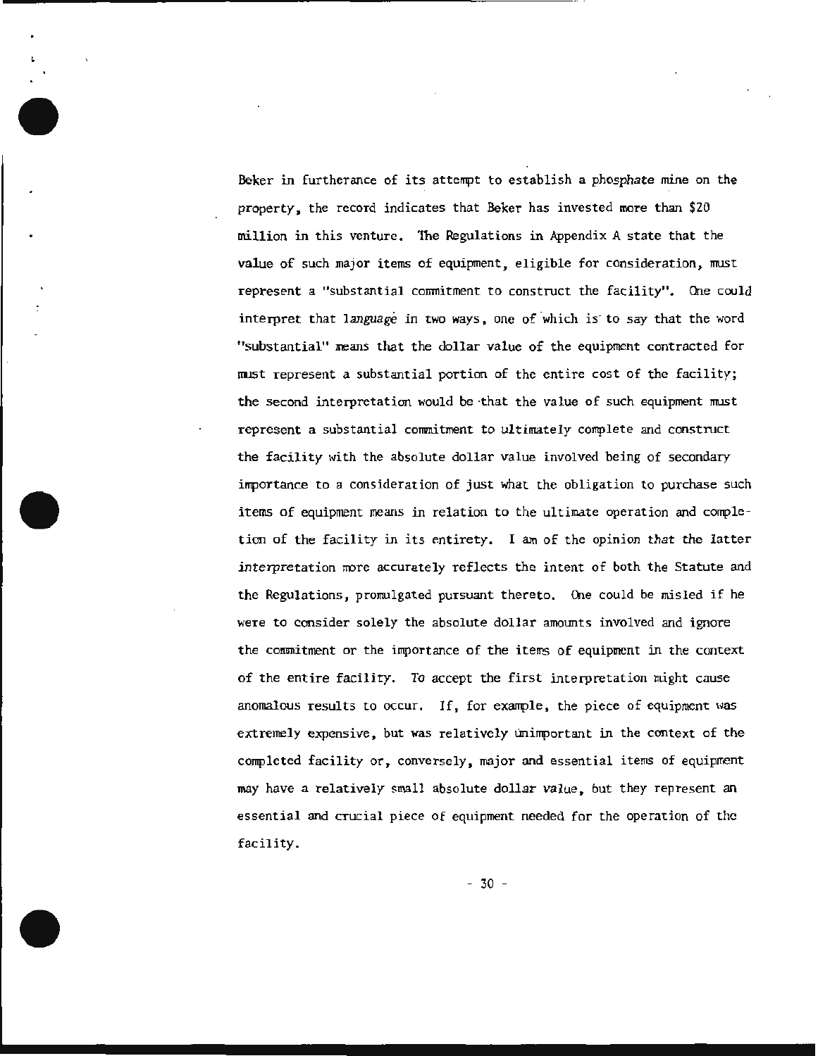Beker in furtherance of its attempt to establish a phosphate mine on the property, the record indicates that Beker has invested more than $20 million in this venture. The Regulations in Appendix A state that the value of such major items of equipment, eligible for consideration, must represent a "substantial commitment to construct the facility". One could interpret that language in two ways, one of which is to say that the word "substantial" means that the dollar value of the equipment contracted for must represent a substantial portion of the entire cost of the facility; the second interpretation would be that the value of such equipment must represent a substantial commitment to ultimately complete and construct the facility with the absolute dollar value involved being of secondary importance to a consideration of just what the obligation to purchase such items of equipment means in relation to the ultimate operation and completion of the facility in its entirety. I am of the opinion that the latter interpretation more accurately reflects the intent of both the Statute and the Regulations, promulgated pursuant thereto. One could be misled if he were to consider solely the absolute dollar amounts involved and ignore the commitment or the importance of the items of equipment in the context of the entire facility. To accept the first interpretation might cause anomalous results to occur. If, for example, the piece of equipment was extremely expensive, but was relatively unimportant in the context of the completed facility or, conversely, major and essential items of equipment may have a relatively small absolute dollar value, but they represent an essential and crucial piece of equipment needed for the operation of the facility.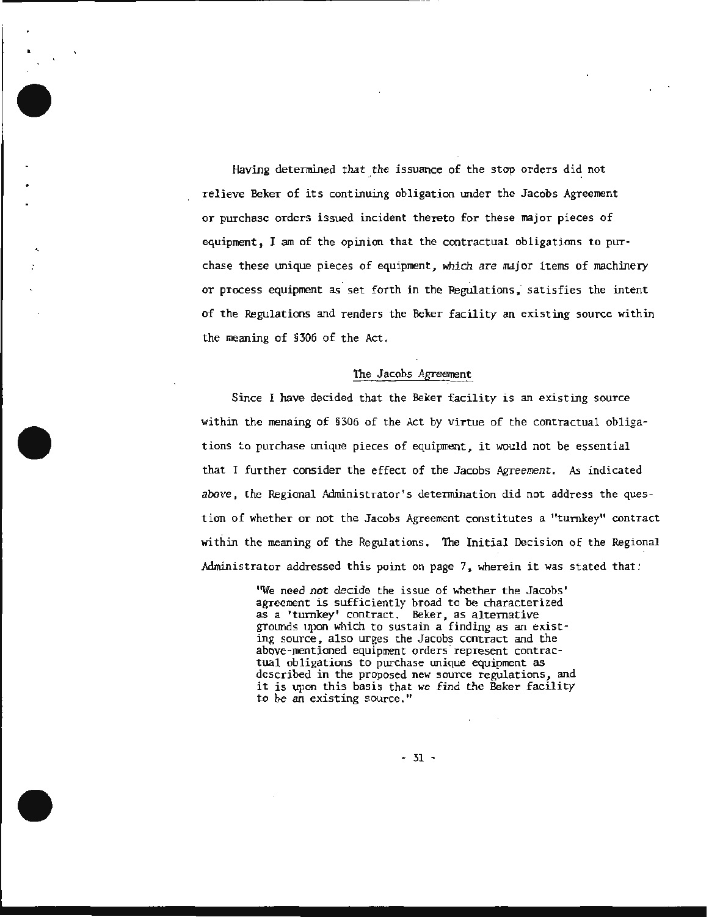Having determined that the issuance of the stop orders did not relieve Beker of its continuing obligation under the Jacobs Agreement or purchase orders issued incident thereto for these major pieces of equipment, I am of the opinion that the contractual obligations to purchase these unique pieces of equipment, which are major items of machinery or process equipment as set forth in the Regulations, satisfies the intent of the Regulations and renders the Beker facility an existing source within the meaning of §306 of the Act.

## The Jacobs Agreement

Since I have decided that the Beker facility is an existing source within the menaing of §306 of the Act by virtue of the contractual obligations to purchase unique pieces of equipment, it would not be essential that I further consider the effect of the Jacobs Agreement. As indicated above, the Regional Administrator's determination did not address the question of whether or not the Jacobs Agreement constitutes a "turnkey" contract within the meaning of the Regulations. The Initial Decision of the Regional Administrator addressed this point on page 7, wherein it was stated that:

> "We need not decide the issue of whether the Jacobs' agreement is sufficiently broad to be characterized as a 'turnkey' contract. Beker, as alternative grounds upon which to sustain a finding as an existing source, also urges the Jacobs contract and the above-mentioned equipment orders represent contractual obligations to purchase unique equipment as described in the proposed new source regulations, and it is upon this basis that we find the Beker facility to be an existing source."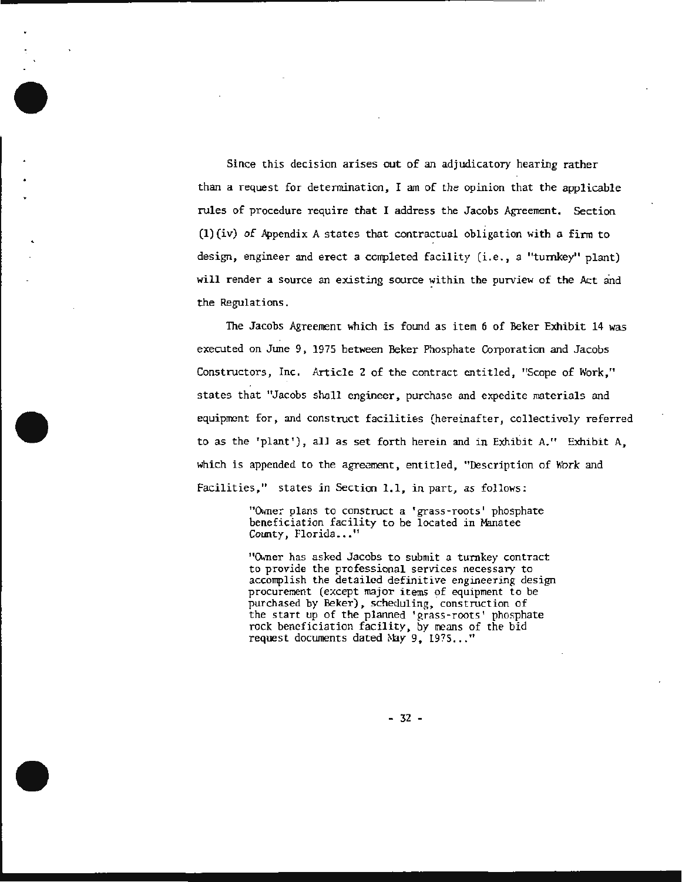Since this decision arises out of an adjudicatory hearing rather than a request for determination, I am of the opinion that the applicable rules of procedure require that I address the Jacobs Agreement. Section (1)(iv) of Appendix A states that contractual obligation with a firm to design, engineer and erect a completed facility (i.e., a "turnkey" plant) will render a source an existing source within the purview of the Act and the Regulations.

The Jacobs Agreement which is found as item 6 of Beker Exhibit 14 was executed on June 9, 1975 between Beker Phosphate Corporation and Jacobs Constructors, Inc. Article 2 of the contract entitled, "Scope of Work," states that "Jacobs shall engineer, purchase and expedite materials and equipment for, and construct facilities (hereinafter, collectively referred to as the 'plant'), all as set forth herein and in Exhibit A." Exhibit A, which is appended to the agreement, entitled, "Description of Work and Facilities," states in Section 1.1, in part, as follows:

> "Owner plans to construct a 'grass-roots' phosphate beneficiation facility to be located in Manatee County, Florida..."
>
> "Owner has asked Jacobs to submit a turnkey contract to provide the professional services necessary to accomplish the detailed definitive engineering design procurement (except major items of equipment to be purchased by Beker), scheduling, construction of the start up of the planned 'grass-roots' phosphate rock beneficiation facility, by means of the bid request documents dated May 9, 1975..."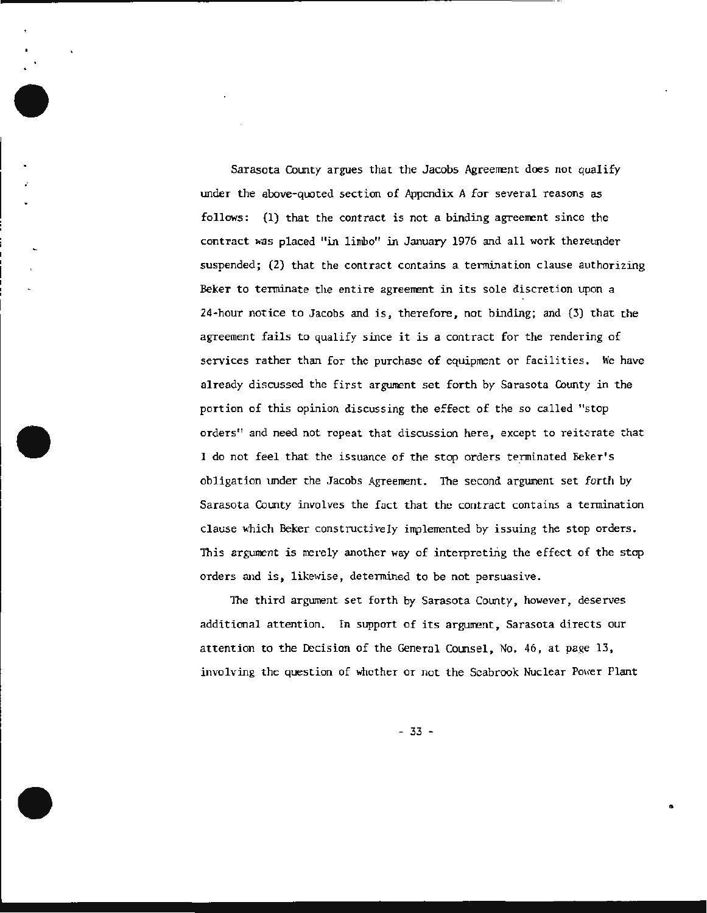Sarasota County argues that the Jacobs Agreement does not qualify under the above-quoted section of Appendix A for several reasons as follows: (1) that the contract is not a binding agreement since the contract was placed "in limbo" in January 1976 and all work thereunder suspended; (2) that the contract contains a termination clause authorizing Beker to terminate the entire agreement in its sole discretion upon a 24-hour notice to Jacobs and is, therefore, not binding; and (3) that the agreement fails to qualify since it is a contract for the rendering of services rather than for the purchase of equipment or facilities. We have already discussed the first argument set forth by Sarasota County in the portion of this opinion discussing the effect of the so called "stop orders" and need not repeat that discussion here, except to reiterate that I do not feel that the issuance of the stop orders terminated Beker's obligation under the Jacobs Agreement. The second argument set forth by Sarasota County involves the fact that the contract contains a termination clause which Beker constructively implemented by issuing the stop orders. This argument is merely another way of interpreting the effect of the stop orders and is, likewise, determined to be not persuasive.

The third argument set forth by Sarasota County, however, deserves additional attention. In support of its argument, Sarasota directs our attention to the Decision of the General Counsel, No. 46, at page 13, involving the question of whether or not the Seabrook Nuclear Power Plant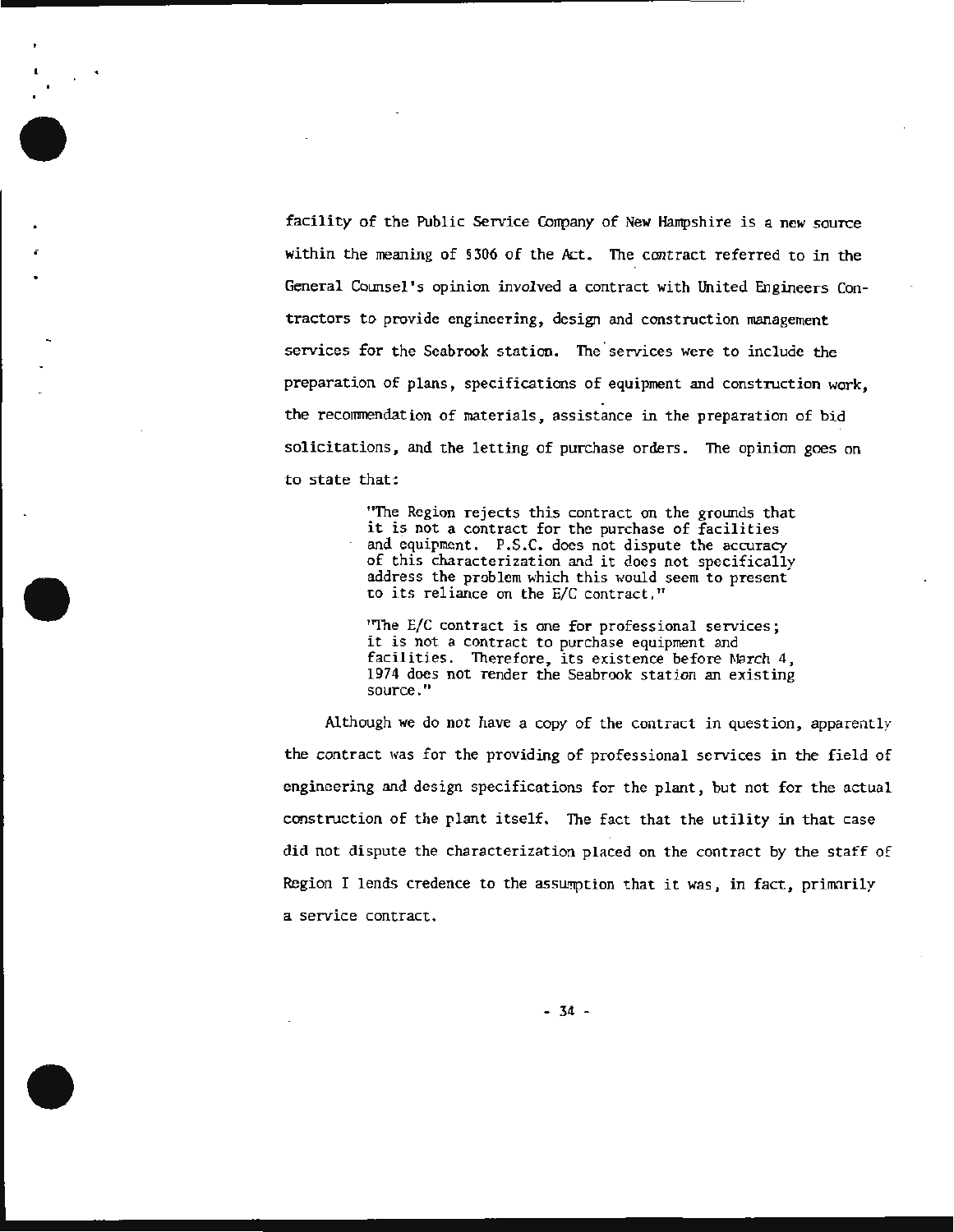facility of the Public Service Company of New Hampshire is a new source within the meaning of §306 of the Act. The contract referred to in the General Counsel's opinion involved a contract with United Engineers Contractors to provide engineering, design and construction management services for the Seabrook station. The services were to include the preparation of plans, specifications of equipment and construction work, the recommendation of materials, assistance in the preparation of bid solicitations, and the letting of purchase orders. The opinion goes on to state that:

> "The Region rejects this contract on the grounds that it is not a contract for the purchase of facilities and equipment. P.S.C. does not dispute the accuracy of this characterization and it does not specifically address the problem which this would seem to present to its reliance on the E/C contract."
>
> "The E/C contract is one for professional services; it is not a contract to purchase equipment and facilities. Therefore, its existence before March 4, 1974 does not render the Seabrook station an existing source."

Although we do not have a copy of the contract in question, apparently the contract was for the providing of professional services in the field of engineering and design specifications for the plant, but not for the actual construction of the plant itself. The fact that the utility in that case did not dispute the characterization placed on the contract by the staff of Region I lends credence to the assumption that it was, in fact, primarily a service contract.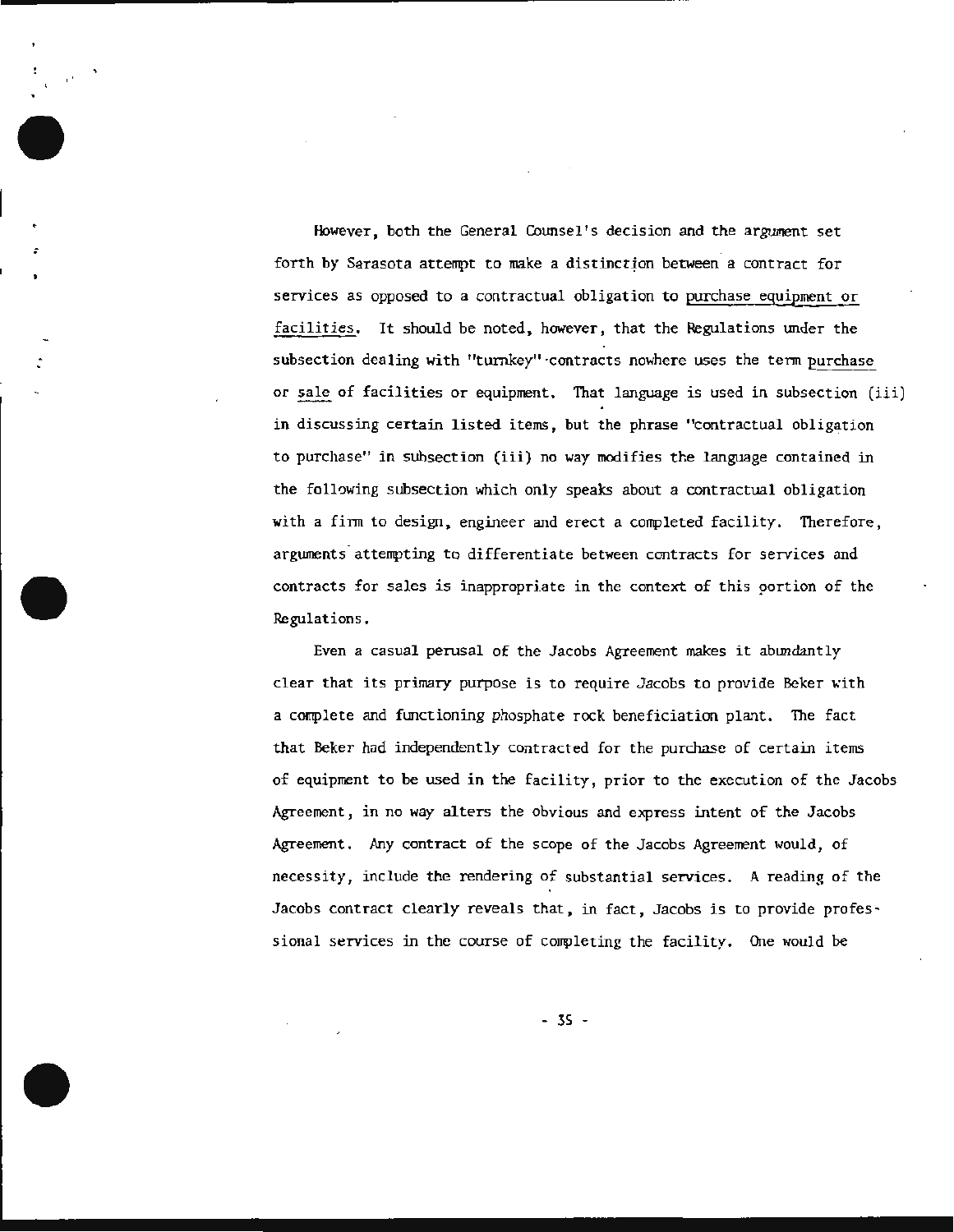However, both the General Counsel's decision and the argument set forth by Sarasota attempt to make a distinction between a contract for services as opposed to a contractual obligation to purchase equipment or facilities. It should be noted, however, that the Regulations under the subsection dealing with "turnkey" contracts nowhere uses the term purchase or sale of facilities or equipment. That language is used in subsection (iii) in discussing certain listed items, but the phrase "contractual obligation to purchase" in subsection (iii) no way modifies the language contained in the following subsection which only speaks about a contractual obligation with a firm to design, engineer and erect a completed facility. Therefore, arguments attempting to differentiate between contracts for services and contracts for sales is inappropriate in the context of this portion of the Regulations.

Even a casual perusal of the Jacobs Agreement makes it abundantly clear that its primary purpose is to require Jacobs to provide Beker with a complete and functioning phosphate rock beneficiation plant. The fact that Beker had independently contracted for the purchase of certain items of equipment to be used in the facility, prior to the execution of the Jacobs Agreement, in no way alters the obvious and express intent of the Jacobs Agreement. Any contract of the scope of the Jacobs Agreement would, of necessity, include the rendering of substantial services. A reading of the Jacobs contract clearly reveals that, in fact, Jacobs is to provide professional services in the course of completing the facility. One would be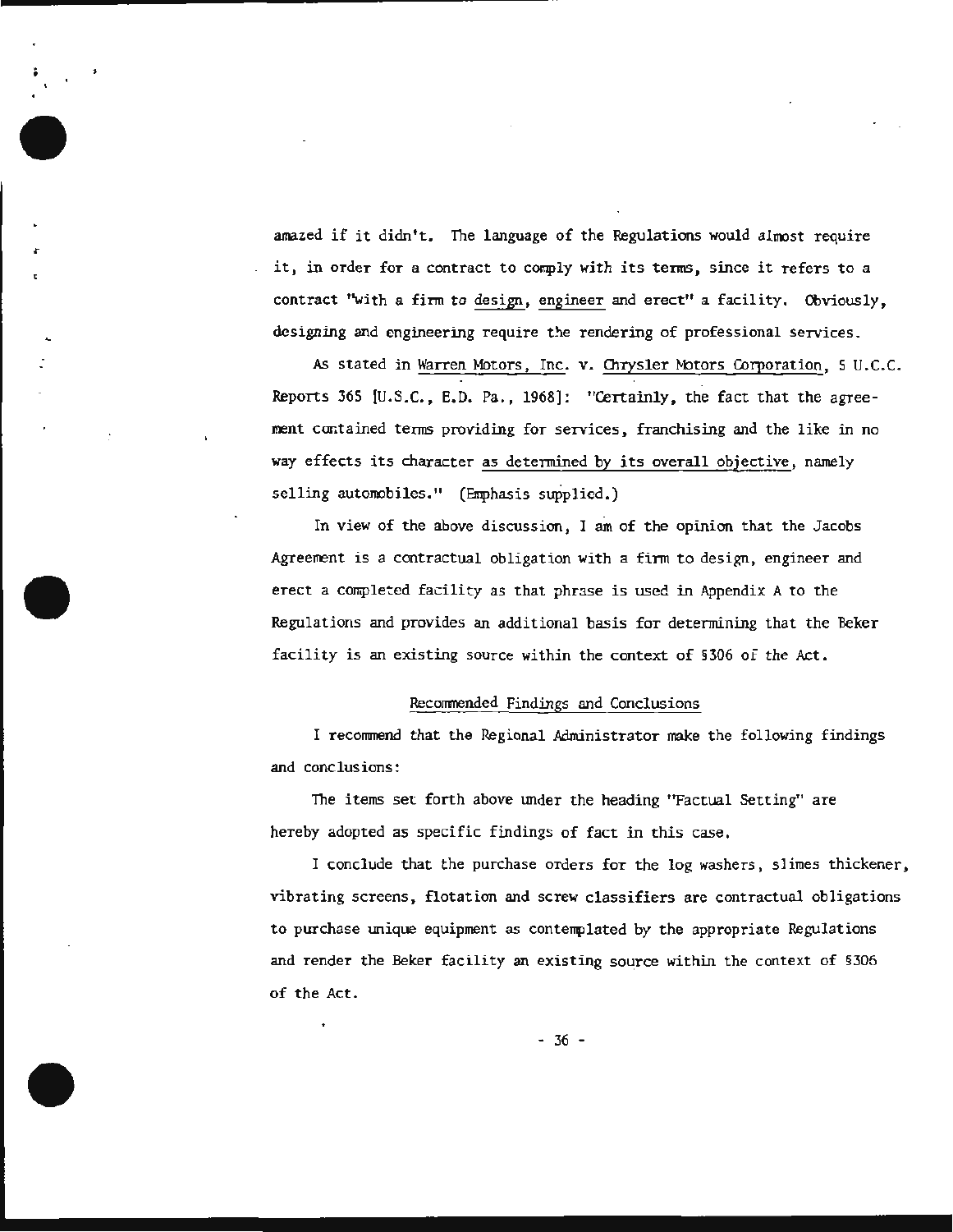amazed if it didn't. The language of the Regulations would almost require it, in order for a contract to comply with its terms, since it refers to a contract "with a firm to design, engineer and erect" a facility. Obviously, designing and engineering require the rendering of professional services.

As stated in Warren Motors, Inc. v. Chrysler Motors Corporation, 5 U.C.C. Reports 365 [U.S.C., E.D. Pa., 1968]: "Certainly, the fact that the agreement contained terms providing for services, franchising and the like in no way effects its character as determined by its overall objective, namely selling automobiles." (Emphasis supplied.)

In view of the above discussion, I am of the opinion that the Jacobs Agreement is a contractual obligation with a firm to design, engineer and erect a completed facility as that phrase is used in Appendix A to the Regulations and provides an additional basis for determining that the Beker facility is an existing source within the context of §306 of the Act.

## Recommended Findings and Conclusions

I recommend that the Regional Administrator make the following findings and conclusions:

The items set forth above under the heading "Factual Setting" are hereby adopted as specific findings of fact in this case.

I conclude that the purchase orders for the log washers, slimes thickener, vibrating screens, flotation and screw classifiers are contractual obligations to purchase unique equipment as contemplated by the appropriate Regulations and render the Beker facility an existing source within the context of §306 of the Act.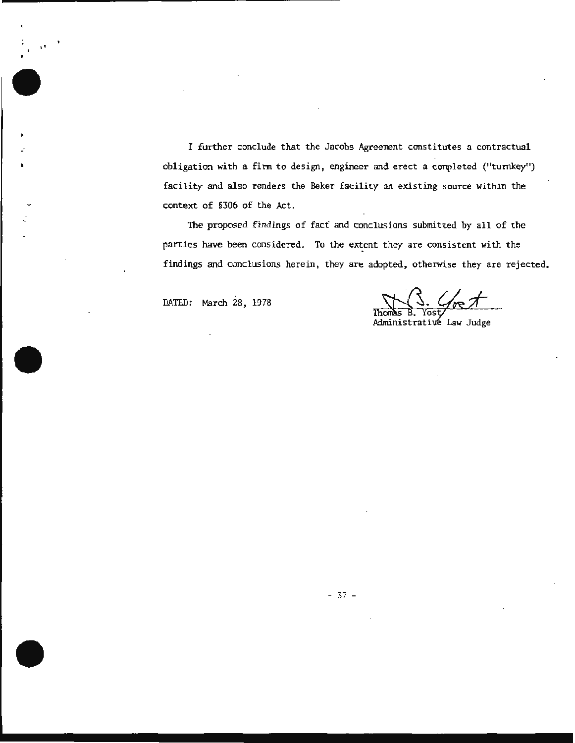I further conclude that the Jacobs Agreement constitutes a contractual obligation with a firm to design, engineer and erect a completed ("turnkey") facility and also renders the Beker facility an existing source within the context of §306 of the Act.

The proposed findings of fact and conclusions submitted by all of the parties have been considered. To the extent they are consistent with the findings and conclusions herein, they are adopted, otherwise they are rejected.

DATED: March 28, 1978

Thomas B. Yost
Administrative Law Judge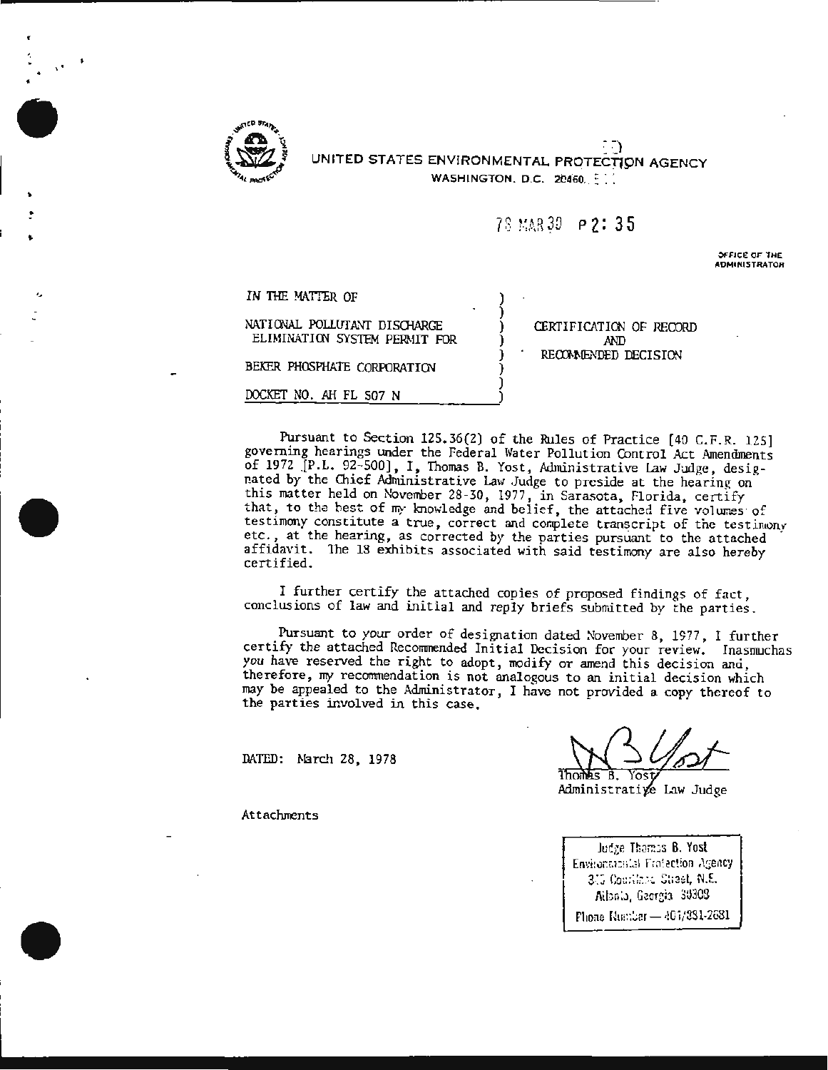UNITED STATES ENVIRONMENTAL PROTECTION AGENCY
WASHINGTON, D.C. 20460

78 MAR 30 P 2: 35

OFFICE OF THE ADMINISTRATOR

| | |
|---|---|
| IN THE MATTER OF<br><br>NATIONAL POLLUTANT DISCHARGE ELIMINATION SYSTEM PERMIT FOR<br><br>BEKER PHOSPHATE CORPORATION<br><br>DOCKET NO. AH FL 507 N | CERTIFICATION OF RECORD AND RECOMMENDED DECISION |

Pursuant to Section 125.36(2) of the Rules of Practice [40 C.F.R. 125] governing hearings under the Federal Water Pollution Control Act Amendments of 1972 [P.L. 92-500], I, Thomas B. Yost, Administrative Law Judge, designated by the Chief Administrative Law Judge to preside at the hearing on this matter held on November 28-30, 1977, in Sarasota, Florida, certify that, to the best of my knowledge and belief, the attached five volumes of testimony constitute a true, correct and complete transcript of the testimony etc., at the hearing, as corrected by the parties pursuant to the attached affidavit. The 18 exhibits associated with said testimony are also hereby certified.

I further certify the attached copies of proposed findings of fact, conclusions of law and initial and reply briefs submitted by the parties.

Pursuant to your order of designation dated November 8, 1977, I further certify the attached Recommended Initial Decision for your review. Inasmuchas you have reserved the right to adopt, modify or amend this decision and, therefore, my recommendation is not analogous to an initial decision which may be appealed to the Administrator, I have not provided a copy thereof to the parties involved in this case.

DATED: March 28, 1978

Thomas B. Yost
Administrative Law Judge

Attachments

Judge Thomas B. Yost
Environmental Protection Agency
345 Courtland Street, N.E.
Atlanta, Georgia 30308
Phone Number — 404/881-2681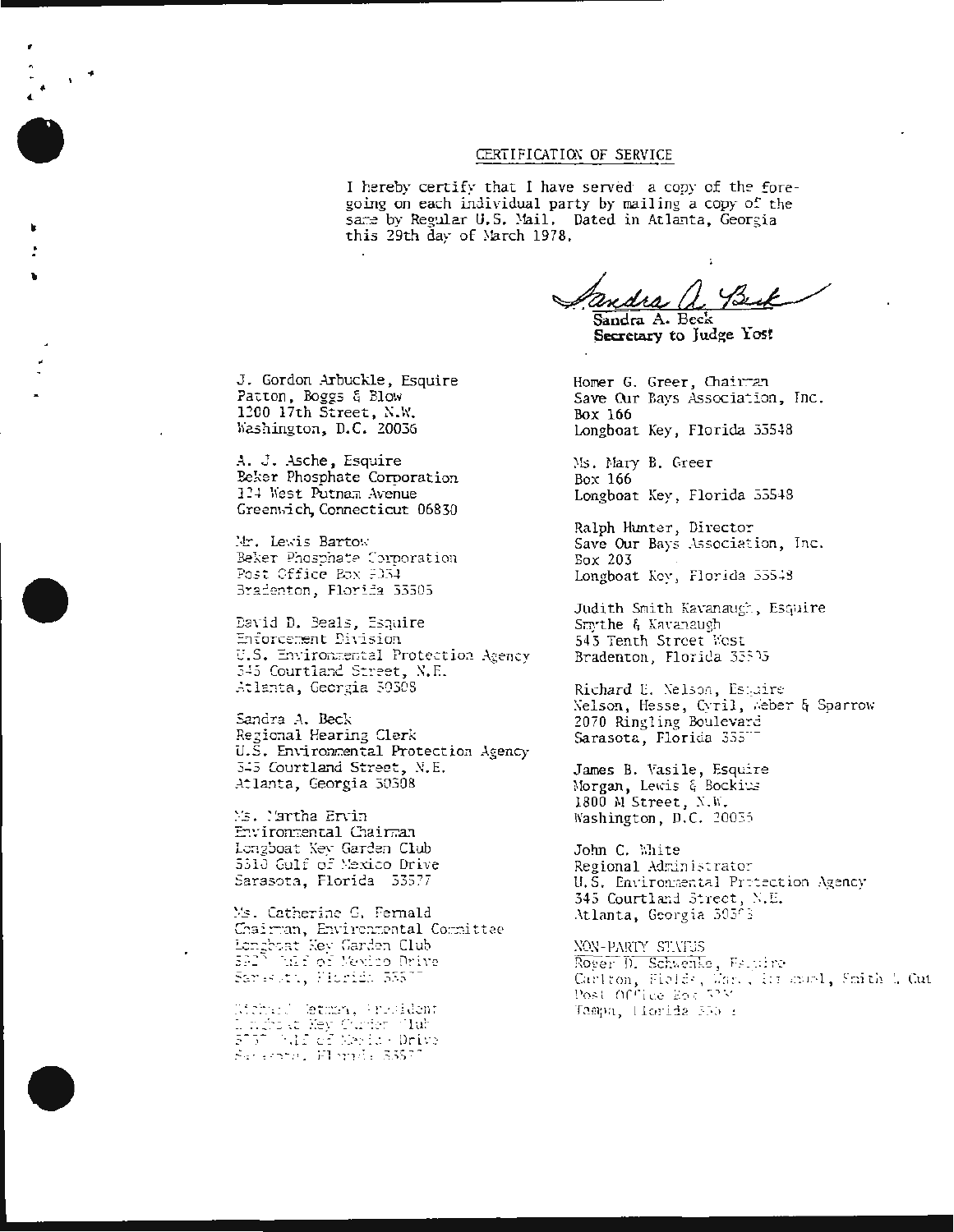## CERTIFICATION OF SERVICE

I hereby certify that I have served a copy of the foregoing on each individual party by mailing a copy of the same by Regular U.S. Mail. Dated in Atlanta, Georgia this 29th day of March 1978.

Sandra A. Beck
Secretary to Judge Yost

J. Gordon Arbuckle, Esquire
Patton, Boggs & Blow
1200 17th Street, N.W.
Washington, D.C. 20036

A. J. Asche, Esquire
Beker Phosphate Corporation
124 West Putnam Avenue
Greenwich, Connecticut 06830

Mr. Lewis Bartow
Beker Phosphate Corporation
Post Office Box 9034
Bradenton, Florida 33505

David D. Beals, Esquire
Enforcement Division
U.S. Environmental Protection Agency
345 Courtland Street, N.E.
Atlanta, Georgia 30308

Sandra A. Beck
Regional Hearing Clerk
U.S. Environmental Protection Agency
345 Courtland Street, N.E.
Atlanta, Georgia 30308

Ms. Martha Ervin
Environmental Chairman
Longboat Key Garden Club
5310 Gulf of Mexico Drive
Sarasota, Florida 33577

Ms. Catherine G. Fernald
Chairman, Environmental Committee
Longboat Key Garden Club
5327 Gulf of Mexico Drive
Sarasota, Florida 33577

Michael Yetman, President
Longboat Key Garden Club
5757 Gulf of Mexico Drive
Sarasota, Florida 33577

Homer G. Greer, Chairman
Save Our Bays Association, Inc.
Box 166
Longboat Key, Florida 33548

Ms. Mary B. Greer
Box 166
Longboat Key, Florida 33548

Ralph Hunter, Director
Save Our Bays Association, Inc.
Box 203
Longboat Key, Florida 33548

Judith Smith Kavanaugh, Esquire
Smythe & Kavanaugh
543 Tenth Street West
Bradenton, Florida 33505

Richard E. Nelson, Esquire
Nelson, Hesse, Cyril, Weber & Sparrow
2070 Ringling Boulevard
Sarasota, Florida 33577

James B. Vasile, Esquire
Morgan, Lewis & Bockius
1800 M Street, N.W.
Washington, D.C. 20036

John C. White
Regional Administrator
U.S. Environmental Protection Agency
345 Courtland Street, N.E.
Atlanta, Georgia 30308

NON-PARTY STATUS
Roger D. Schwenke, Esquire
Carlton, Fields, Ward, Emmanuel, Smith & Cutler
Post Office Box 3239
Tampa, Florida 33601